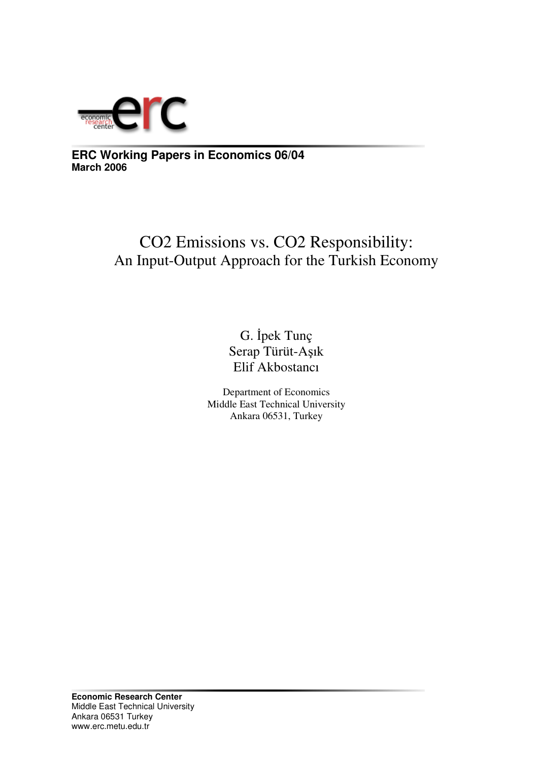economic research center

**ERC Working Papers in Economics 06/04**
**March 2006**

# CO2 Emissions vs. CO2 Responsibility: An Input-Output Approach for the Turkish Economy

G. İpek Tunç
Serap Türüt-Aşık
Elif Akbostancı

Department of Economics
Middle East Technical University
Ankara 06531, Turkey

**Economic Research Center**
Middle East Technical University
Ankara 06531 Turkey
www.erc.metu.edu.tr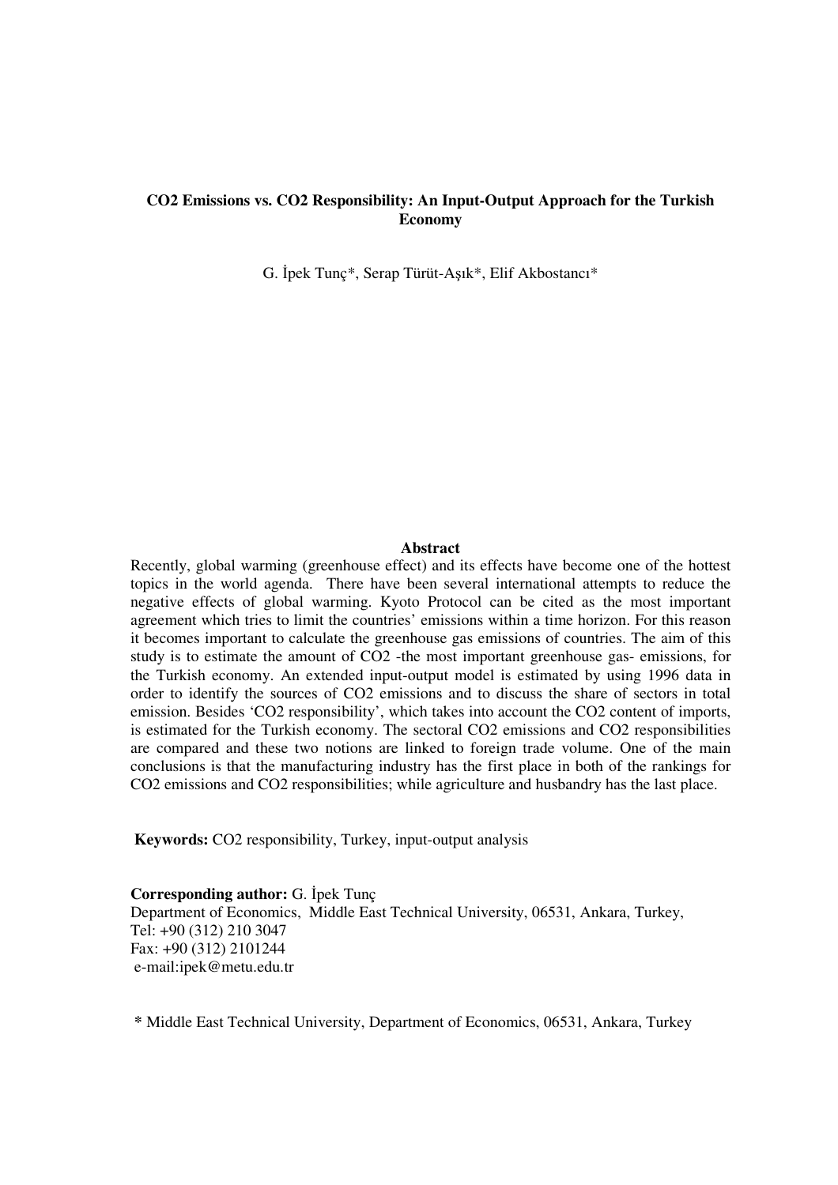**CO2 Emissions vs. CO2 Responsibility: An Input-Output Approach for the Turkish Economy**

G. İpek Tunç*, Serap Türüt-Aşık*, Elif Akbostancı*

**Abstract**

Recently, global warming (greenhouse effect) and its effects have become one of the hottest topics in the world agenda. There have been several international attempts to reduce the negative effects of global warming. Kyoto Protocol can be cited as the most important agreement which tries to limit the countries' emissions within a time horizon. For this reason it becomes important to calculate the greenhouse gas emissions of countries. The aim of this study is to estimate the amount of CO2 -the most important greenhouse gas- emissions, for the Turkish economy. An extended input-output model is estimated by using 1996 data in order to identify the sources of CO2 emissions and to discuss the share of sectors in total emission. Besides 'CO2 responsibility', which takes into account the CO2 content of imports, is estimated for the Turkish economy. The sectoral CO2 emissions and CO2 responsibilities are compared and these two notions are linked to foreign trade volume. One of the main conclusions is that the manufacturing industry has the first place in both of the rankings for CO2 emissions and CO2 responsibilities; while agriculture and husbandry has the last place.

**Keywords:** CO2 responsibility, Turkey, input-output analysis

**Corresponding author:** G. İpek Tunç
Department of Economics, Middle East Technical University, 06531, Ankara, Turkey,
Tel: +90 (312) 210 3047
Fax: +90 (312) 2101244
e-mail:ipek@metu.edu.tr

* Middle East Technical University, Department of Economics, 06531, Ankara, Turkey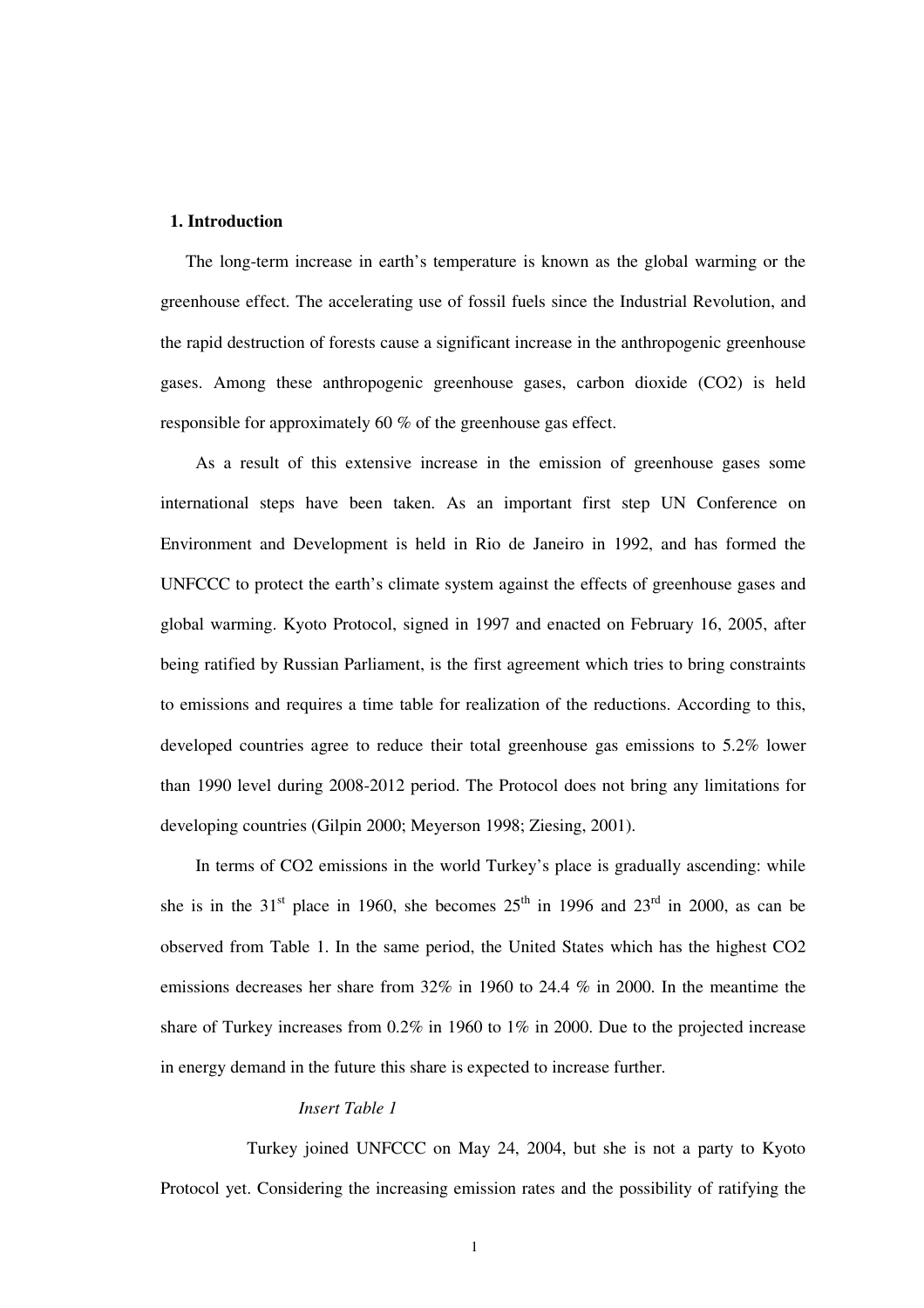## 1. Introduction

The long-term increase in earth's temperature is known as the global warming or the greenhouse effect. The accelerating use of fossil fuels since the Industrial Revolution, and the rapid destruction of forests cause a significant increase in the anthropogenic greenhouse gases. Among these anthropogenic greenhouse gases, carbon dioxide ($CO_2$) is held responsible for approximately 60 % of the greenhouse gas effect.

As a result of this extensive increase in the emission of greenhouse gases some international steps have been taken. As an important first step UN Conference on Environment and Development is held in Rio de Janeiro in 1992, and has formed the UNFCCC to protect the earth's climate system against the effects of greenhouse gases and global warming. Kyoto Protocol, signed in 1997 and enacted on February 16, 2005, after being ratified by Russian Parliament, is the first agreement which tries to bring constraints to emissions and requires a time table for realization of the reductions. According to this, developed countries agree to reduce their total greenhouse gas emissions to 5.2% lower than 1990 level during 2008-2012 period. The Protocol does not bring any limitations for developing countries (Gilpin 2000; Meyerson 1998; Ziesing, 2001).

In terms of $CO_2$ emissions in the world Turkey's place is gradually ascending: while she is in the 31st place in 1960, she becomes 25th in 1996 and 23rd in 2000, as can be observed from Table 1. In the same period, the United States which has the highest $CO_2$ emissions decreases her share from 32% in 1960 to 24.4 % in 2000. In the meantime the share of Turkey increases from 0.2% in 1960 to 1% in 2000. Due to the projected increase in energy demand in the future this share is expected to increase further.

*Insert Table 1*

Turkey joined UNFCCC on May 24, 2004, but she is not a party to Kyoto Protocol yet. Considering the increasing emission rates and the possibility of ratifying the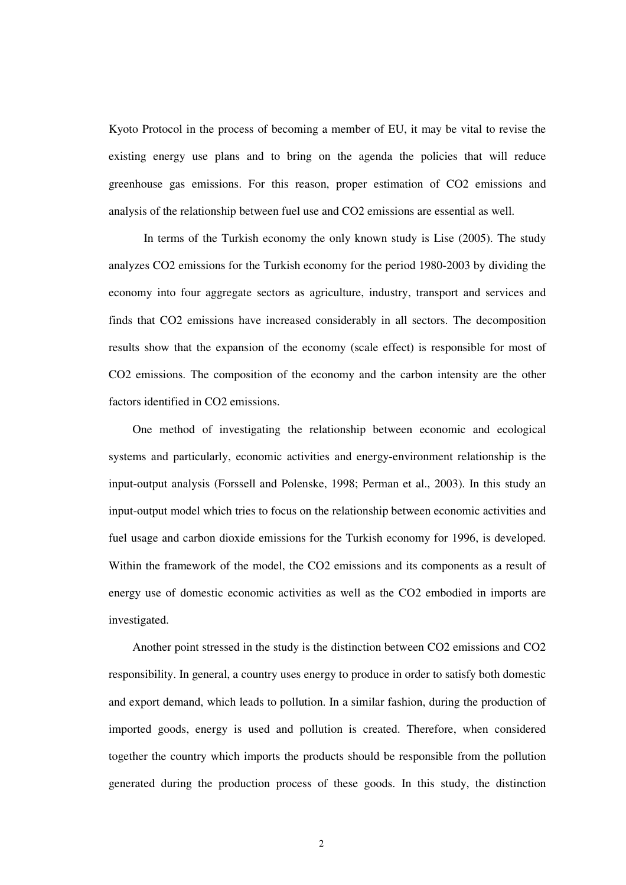Kyoto Protocol in the process of becoming a member of EU, it may be vital to revise the existing energy use plans and to bring on the agenda the policies that will reduce greenhouse gas emissions. For this reason, proper estimation of $CO_2$ emissions and analysis of the relationship between fuel use and $CO_2$ emissions are essential as well.

In terms of the Turkish economy the only known study is Lise (2005). The study analyzes $CO_2$ emissions for the Turkish economy for the period 1980-2003 by dividing the economy into four aggregate sectors as agriculture, industry, transport and services and finds that $CO_2$ emissions have increased considerably in all sectors. The decomposition results show that the expansion of the economy (scale effect) is responsible for most of $CO_2$ emissions. The composition of the economy and the carbon intensity are the other factors identified in $CO_2$ emissions.

One method of investigating the relationship between economic and ecological systems and particularly, economic activities and energy-environment relationship is the input-output analysis (Forssell and Polenske, 1998; Perman et al., 2003). In this study an input-output model which tries to focus on the relationship between economic activities and fuel usage and carbon dioxide emissions for the Turkish economy for 1996, is developed. Within the framework of the model, the $CO_2$ emissions and its components as a result of energy use of domestic economic activities as well as the $CO_2$ embodied in imports are investigated.

Another point stressed in the study is the distinction between $CO_2$ emissions and $CO_2$ responsibility. In general, a country uses energy to produce in order to satisfy both domestic and export demand, which leads to pollution. In a similar fashion, during the production of imported goods, energy is used and pollution is created. Therefore, when considered together the country which imports the products should be responsible from the pollution generated during the production process of these goods. In this study, the distinction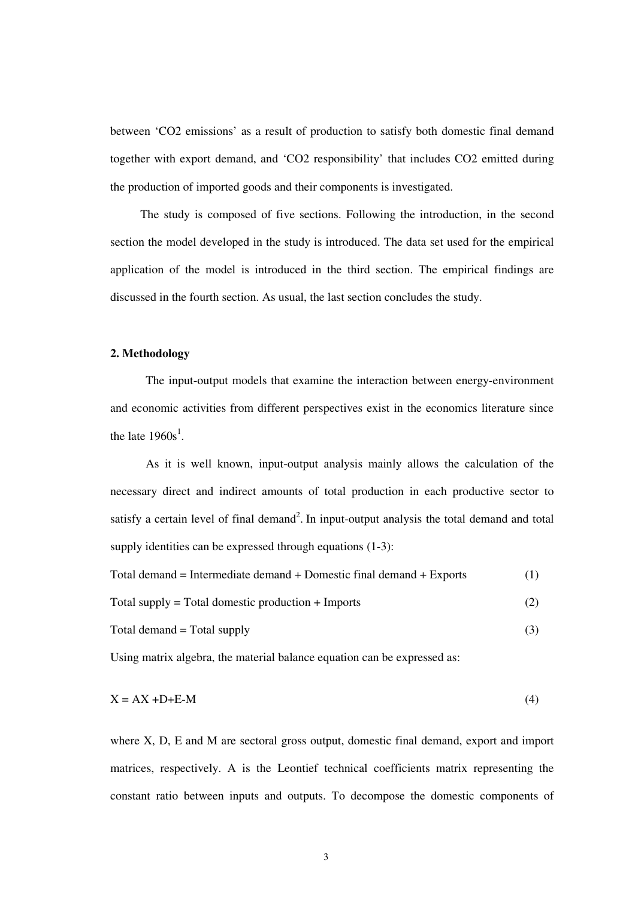between 'CO2 emissions' as a result of production to satisfy both domestic final demand together with export demand, and 'CO2 responsibility' that includes CO2 emitted during the production of imported goods and their components is investigated.

The study is composed of five sections. Following the introduction, in the second section the model developed in the study is introduced. The data set used for the empirical application of the model is introduced in the third section. The empirical findings are discussed in the fourth section. As usual, the last section concludes the study.

**2. Methodology**

The input-output models that examine the interaction between energy-environment and economic activities from different perspectives exist in the economics literature since the late 1960s[1].

As it is well known, input-output analysis mainly allows the calculation of the necessary direct and indirect amounts of total production in each productive sector to satisfy a certain level of final demand[2]. In input-output analysis the total demand and total supply identities can be expressed through equations (1-3):

Total demand = Intermediate demand + Domestic final demand + Exports (1)

Total supply = Total domestic production + Imports (2)

Total demand = Total supply (3)

Using matrix algebra, the material balance equation can be expressed as:

$$X = AX + D + E - M \tag{4}$$

where X, D, E and M are sectoral gross output, domestic final demand, export and import matrices, respectively. A is the Leontief technical coefficients matrix representing the constant ratio between inputs and outputs. To decompose the domestic components of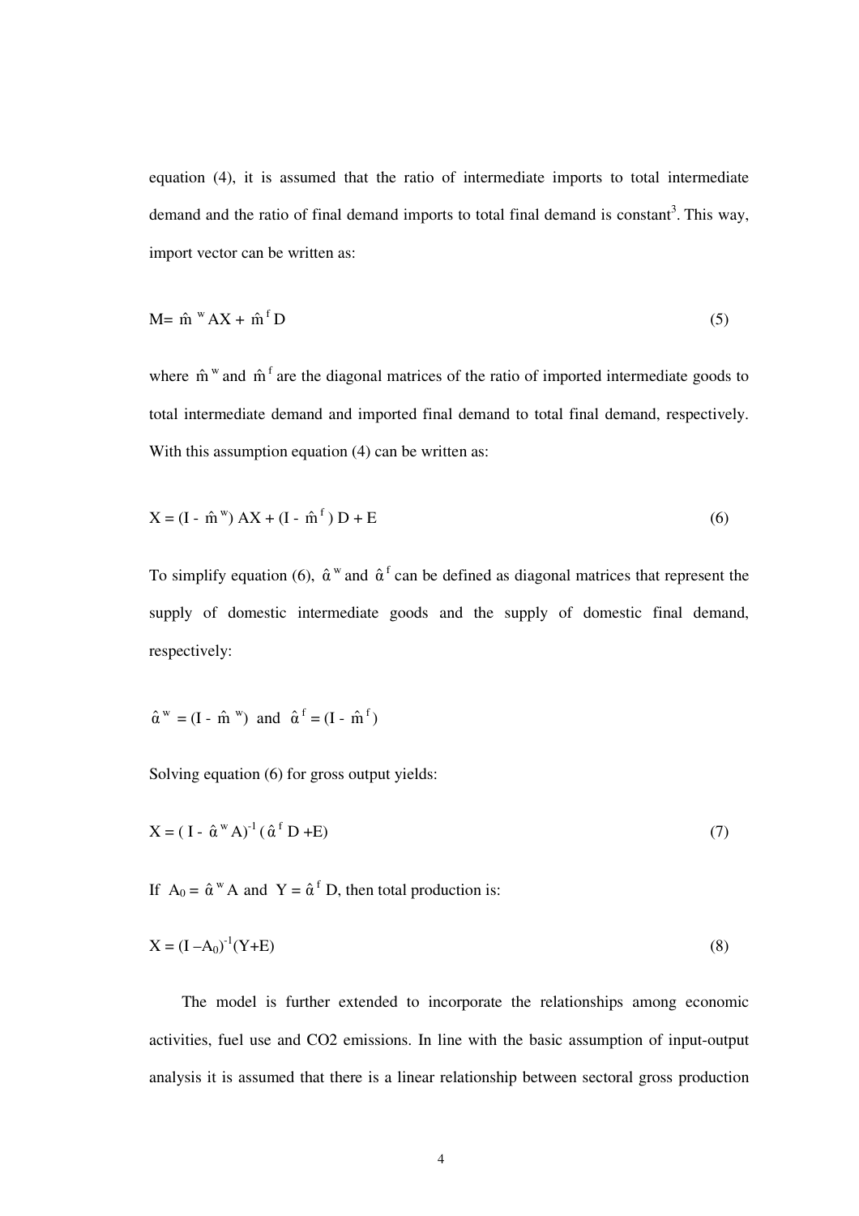equation (4), it is assumed that the ratio of intermediate imports to total intermediate demand and the ratio of final demand imports to total final demand is constant[3]. This way, import vector can be written as:

$$M = \hat{m}^{w} AX + \hat{m}^{f} D \tag{5}$$

where $\hat{m}^{w}$ and $\hat{m}^{f}$ are the diagonal matrices of the ratio of imported intermediate goods to total intermediate demand and imported final demand to total final demand, respectively. With this assumption equation (4) can be written as:

$$X = (I - \hat{m}^{w}) AX + (I - \hat{m}^{f}) D + E \tag{6}$$

To simplify equation (6), $\hat{\alpha}^{w}$ and $\hat{\alpha}^{f}$ can be defined as diagonal matrices that represent the supply of domestic intermediate goods and the supply of domestic final demand, respectively:

$$\hat{\alpha}^{w} = (I - \hat{m}^{w}) \quad \text{and} \quad \hat{\alpha}^{f} = (I - \hat{m}^{f})$$

Solving equation (6) for gross output yields:

$$X = (I - \hat{\alpha}^{w} A)^{-1} (\hat{\alpha}^{f} D + E) \tag{7}$$

If $A_0 = \hat{\alpha}^{w} A$ and $Y = \hat{\alpha}^{f} D$, then total production is:

$$X = (I - A_0)^{-1}(Y+E) \tag{8}$$

The model is further extended to incorporate the relationships among economic activities, fuel use and CO2 emissions. In line with the basic assumption of input-output analysis it is assumed that there is a linear relationship between sectoral gross production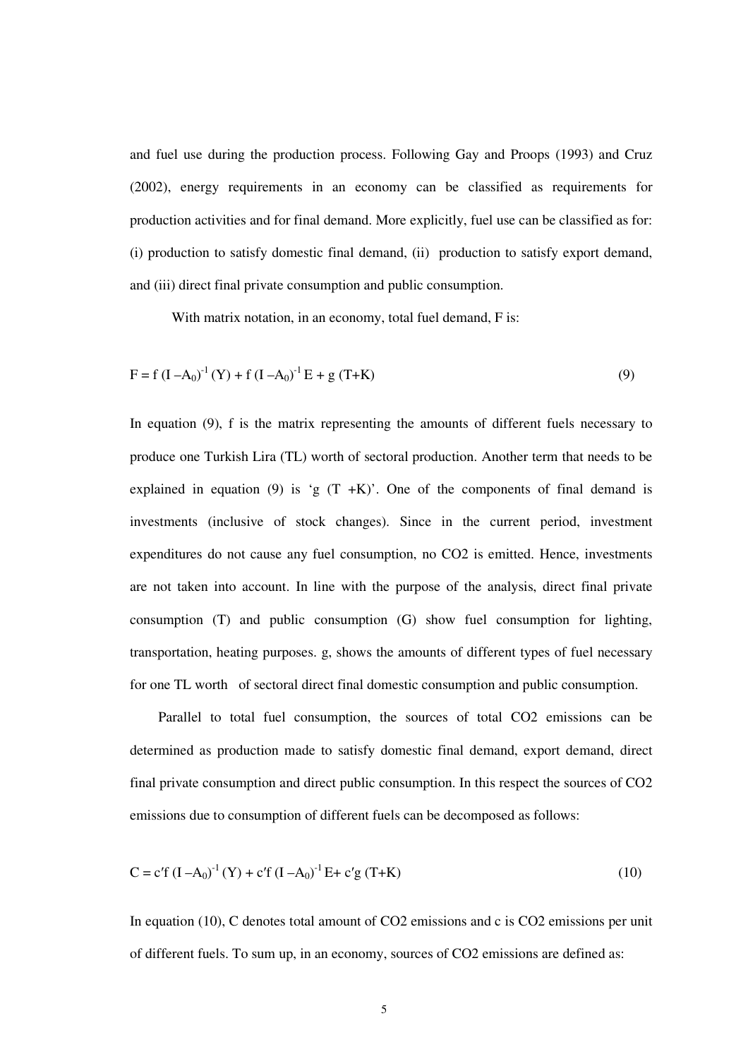and fuel use during the production process. Following Gay and Proops (1993) and Cruz (2002), energy requirements in an economy can be classified as requirements for production activities and for final demand. More explicitly, fuel use can be classified as for: (i) production to satisfy domestic final demand, (ii) production to satisfy export demand, and (iii) direct final private consumption and public consumption.

With matrix notation, in an economy, total fuel demand, F is:

$$F = f\,(I - A_0)^{-1}\,(Y) + f\,(I - A_0)^{-1}\,E + g\,(T+K) \tag{9}$$

In equation (9), f is the matrix representing the amounts of different fuels necessary to produce one Turkish Lira (TL) worth of sectoral production. Another term that needs to be explained in equation (9) is '$g\ (T+K)$'. One of the components of final demand is investments (inclusive of stock changes). Since in the current period, investment expenditures do not cause any fuel consumption, no CO2 is emitted. Hence, investments are not taken into account. In line with the purpose of the analysis, direct final private consumption (T) and public consumption (G) show fuel consumption for lighting, transportation, heating purposes. g, shows the amounts of different types of fuel necessary for one TL worth of sectoral direct final domestic consumption and public consumption.

Parallel to total fuel consumption, the sources of total CO2 emissions can be determined as production made to satisfy domestic final demand, export demand, direct final private consumption and direct public consumption. In this respect the sources of CO2 emissions due to consumption of different fuels can be decomposed as follows:

$$C = c'f\,(I - A_0)^{-1}\,(Y) + c'f\,(I - A_0)^{-1}\,E + c'g\,(T+K) \tag{10}$$

In equation (10), C denotes total amount of CO2 emissions and c is CO2 emissions per unit of different fuels. To sum up, in an economy, sources of CO2 emissions are defined as: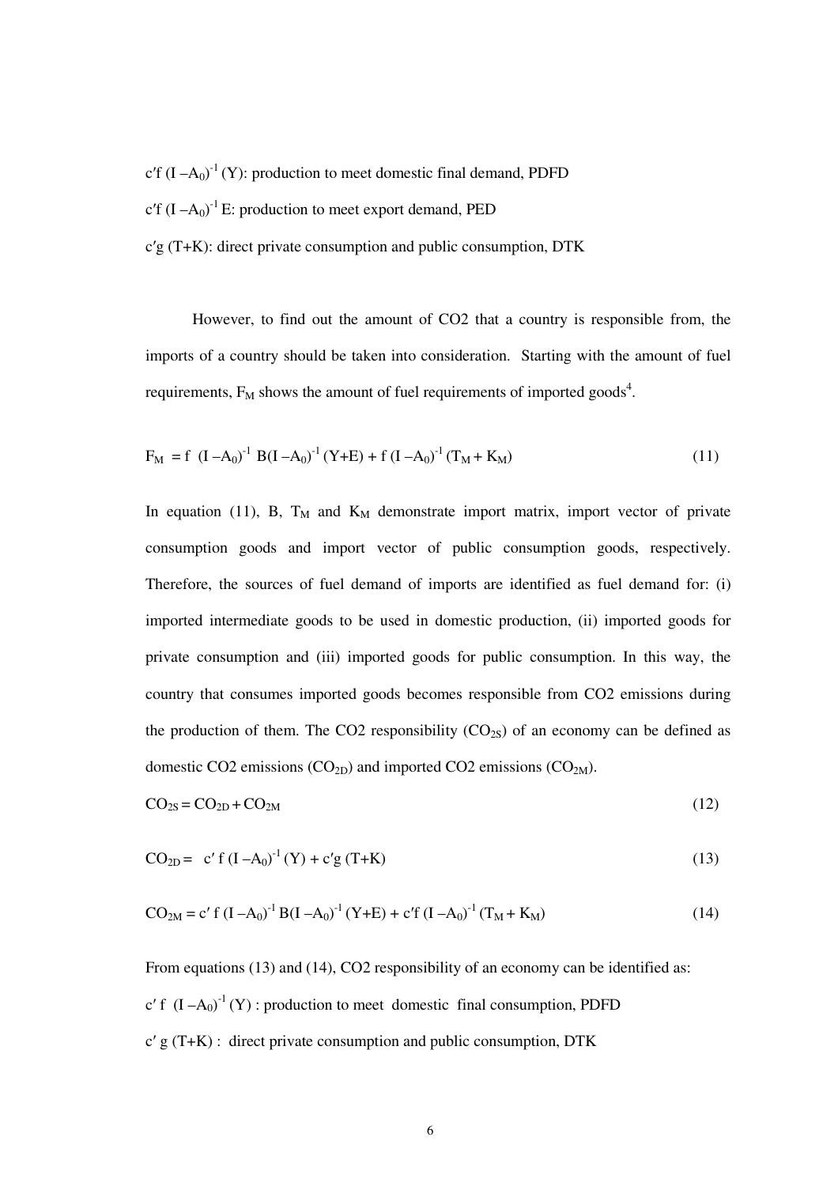$c'f\,(I - A_0)^{-1}\,(Y)$: production to meet domestic final demand, PDFD

$c'f\,(I - A_0)^{-1}\,E$: production to meet export demand, PED

$c'g\,(T+K)$: direct private consumption and public consumption, DTK

However, to find out the amount of CO2 that a country is responsible from, the imports of a country should be taken into consideration. Starting with the amount of fuel requirements, $F_M$ shows the amount of fuel requirements of imported goods[4].

$$F_M = f\,(I - A_0)^{-1}\,B(I - A_0)^{-1}\,(Y+E) + f\,(I - A_0)^{-1}\,(T_M + K_M) \tag{11}$$

In equation (11), B, $T_M$ and $K_M$ demonstrate import matrix, import vector of private consumption goods and import vector of public consumption goods, respectively. Therefore, the sources of fuel demand of imports are identified as fuel demand for: (i) imported intermediate goods to be used in domestic production, (ii) imported goods for private consumption and (iii) imported goods for public consumption. In this way, the country that consumes imported goods becomes responsible from CO2 emissions during the production of them. The CO2 responsibility ($CO_{2S}$) of an economy can be defined as domestic CO2 emissions ($CO_{2D}$) and imported CO2 emissions ($CO_{2M}$).

$$CO_{2S} = CO_{2D} + CO_{2M} \tag{12}$$

$$CO_{2D} = c'\,f\,(I - A_0)^{-1}\,(Y) + c'g\,(T+K) \tag{13}$$

$$CO_{2M} = c'\,f\,(I - A_0)^{-1}\,B(I - A_0)^{-1}\,(Y+E) + c'f\,(I - A_0)^{-1}\,(T_M + K_M) \tag{14}$$

From equations (13) and (14), CO2 responsibility of an economy can be identified as:

$c'\,f\,(I - A_0)^{-1}\,(Y)$ : production to meet domestic final consumption, PDFD

$c'\,g\,(T+K)$ : direct private consumption and public consumption, DTK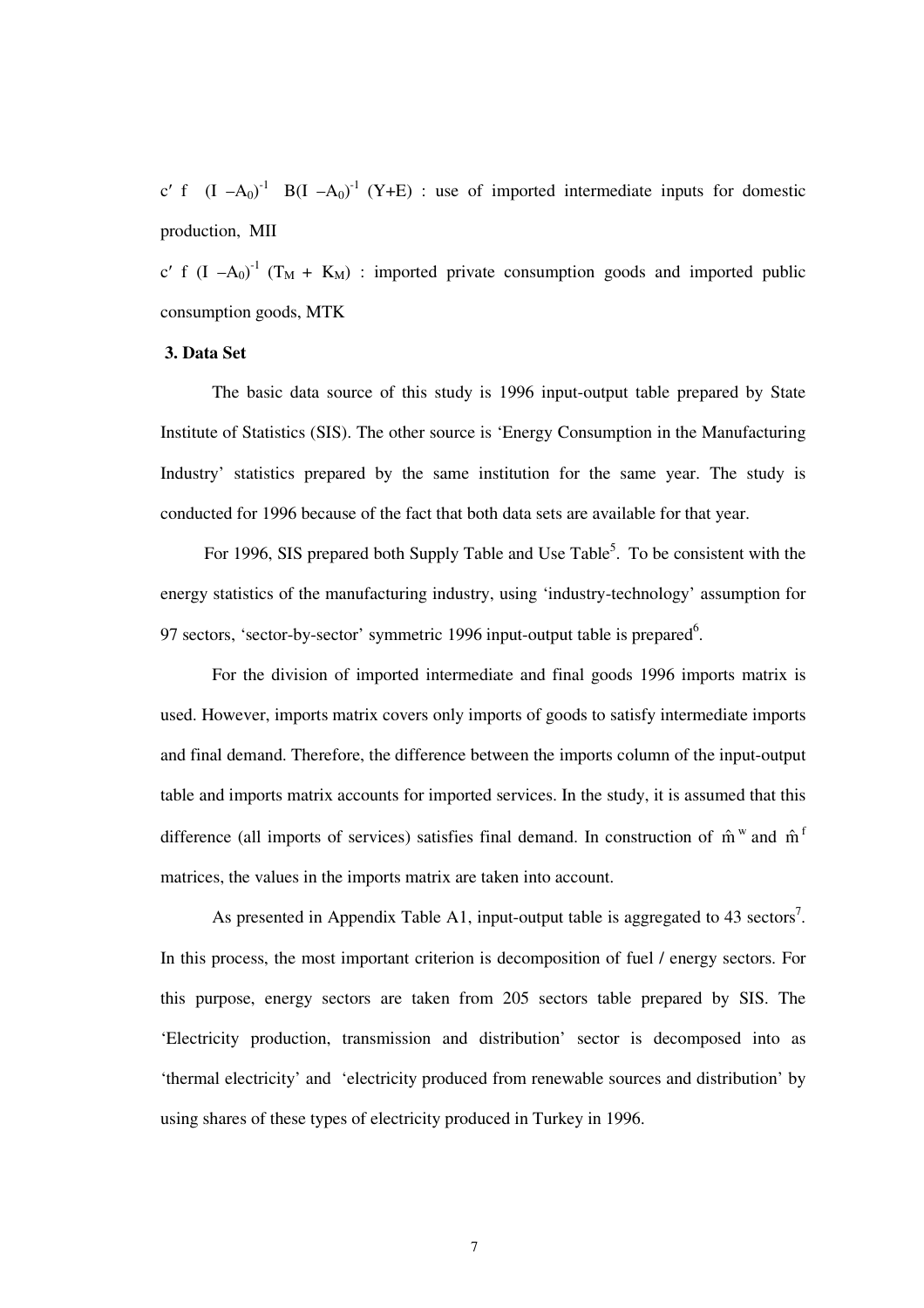$c' \ f \ \ (I - A_0)^{-1} \ \ B(I - A_0)^{-1} \ (Y+E)$ : use of imported intermediate inputs for domestic production, MII

$c' \ f \ (I - A_0)^{-1} \ (T_M + K_M)$ : imported private consumption goods and imported public consumption goods, MTK

**3. Data Set**

The basic data source of this study is 1996 input-output table prepared by State Institute of Statistics (SIS). The other source is 'Energy Consumption in the Manufacturing Industry' statistics prepared by the same institution for the same year. The study is conducted for 1996 because of the fact that both data sets are available for that year.

For 1996, SIS prepared both Supply Table and Use Table[5]. To be consistent with the energy statistics of the manufacturing industry, using 'industry-technology' assumption for 97 sectors, 'sector-by-sector' symmetric 1996 input-output table is prepared[6].

For the division of imported intermediate and final goods 1996 imports matrix is used. However, imports matrix covers only imports of goods to satisfy intermediate imports and final demand. Therefore, the difference between the imports column of the input-output table and imports matrix accounts for imported services. In the study, it is assumed that this difference (all imports of services) satisfies final demand. In construction of $\hat{m}^w$ and $\hat{m}^f$ matrices, the values in the imports matrix are taken into account.

As presented in Appendix Table A1, input-output table is aggregated to 43 sectors[7]. In this process, the most important criterion is decomposition of fuel / energy sectors. For this purpose, energy sectors are taken from 205 sectors table prepared by SIS. The 'Electricity production, transmission and distribution' sector is decomposed into as 'thermal electricity' and 'electricity produced from renewable sources and distribution' by using shares of these types of electricity produced in Turkey in 1996.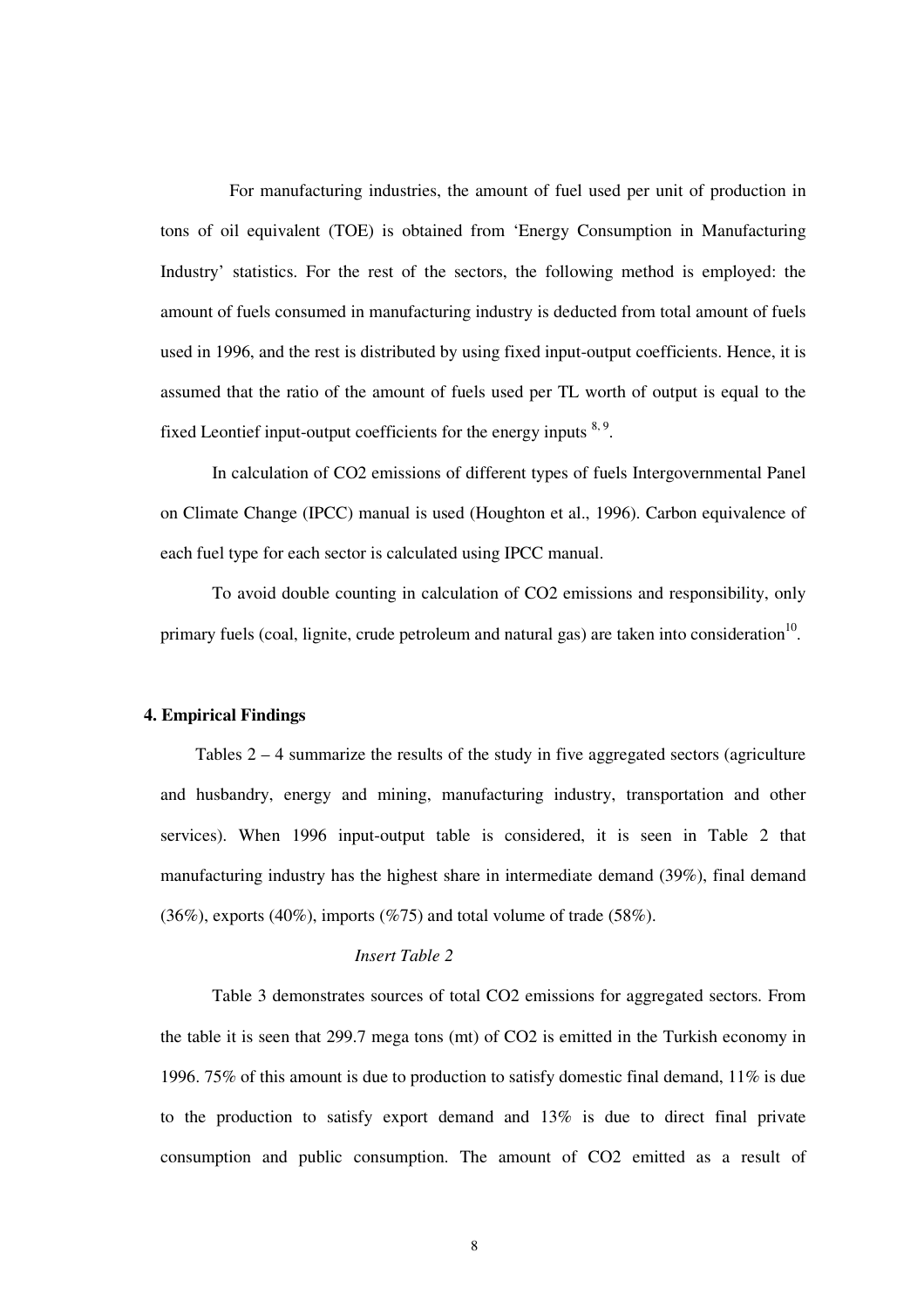For manufacturing industries, the amount of fuel used per unit of production in tons of oil equivalent (TOE) is obtained from 'Energy Consumption in Manufacturing Industry' statistics. For the rest of the sectors, the following method is employed: the amount of fuels consumed in manufacturing industry is deducted from total amount of fuels used in 1996, and the rest is distributed by using fixed input-output coefficients. Hence, it is assumed that the ratio of the amount of fuels used per TL worth of output is equal to the fixed Leontief input-output coefficients for the energy inputs [8, 9].

In calculation of $CO_2$ emissions of different types of fuels Intergovernmental Panel on Climate Change (IPCC) manual is used (Houghton et al., 1996). Carbon equivalence of each fuel type for each sector is calculated using IPCC manual.

To avoid double counting in calculation of $CO_2$ emissions and responsibility, only primary fuels (coal, lignite, crude petroleum and natural gas) are taken into consideration[10].

**4. Empirical Findings**

Tables 2 – 4 summarize the results of the study in five aggregated sectors (agriculture and husbandry, energy and mining, manufacturing industry, transportation and other services). When 1996 input-output table is considered, it is seen in Table 2 that manufacturing industry has the highest share in intermediate demand (39%), final demand (36%), exports (40%), imports (%75) and total volume of trade (58%).

*Insert Table 2*

Table 3 demonstrates sources of total $CO_2$ emissions for aggregated sectors. From the table it is seen that 299.7 mega tons (mt) of $CO_2$ is emitted in the Turkish economy in 1996. 75% of this amount is due to production to satisfy domestic final demand, 11% is due to the production to satisfy export demand and 13% is due to direct final private consumption and public consumption. The amount of $CO_2$ emitted as a result of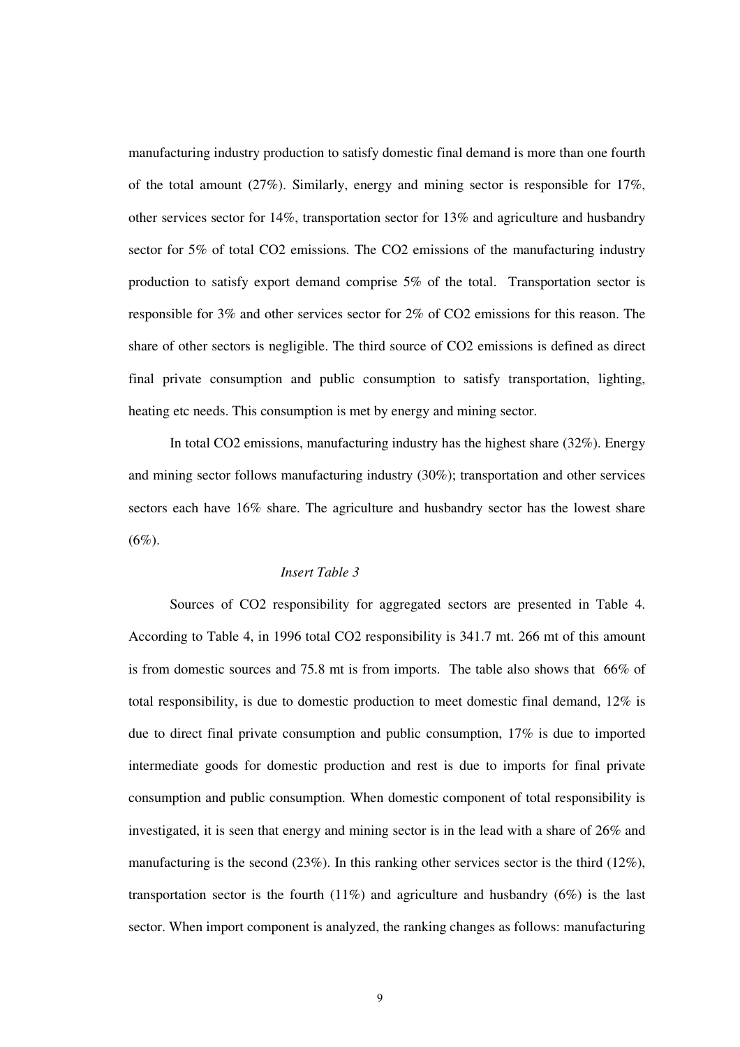manufacturing industry production to satisfy domestic final demand is more than one fourth of the total amount (27%). Similarly, energy and mining sector is responsible for 17%, other services sector for 14%, transportation sector for 13% and agriculture and husbandry sector for 5% of total $CO_2$ emissions. The $CO_2$ emissions of the manufacturing industry production to satisfy export demand comprise 5% of the total. Transportation sector is responsible for 3% and other services sector for 2% of $CO_2$ emissions for this reason. The share of other sectors is negligible. The third source of $CO_2$ emissions is defined as direct final private consumption and public consumption to satisfy transportation, lighting, heating etc needs. This consumption is met by energy and mining sector.

In total $CO_2$ emissions, manufacturing industry has the highest share (32%). Energy and mining sector follows manufacturing industry (30%); transportation and other services sectors each have 16% share. The agriculture and husbandry sector has the lowest share (6%).

*Insert Table 3*

Sources of $CO_2$ responsibility for aggregated sectors are presented in Table 4. According to Table 4, in 1996 total $CO_2$ responsibility is 341.7 mt. 266 mt of this amount is from domestic sources and 75.8 mt is from imports. The table also shows that 66% of total responsibility, is due to domestic production to meet domestic final demand, 12% is due to direct final private consumption and public consumption, 17% is due to imported intermediate goods for domestic production and rest is due to imports for final private consumption and public consumption. When domestic component of total responsibility is investigated, it is seen that energy and mining sector is in the lead with a share of 26% and manufacturing is the second (23%). In this ranking other services sector is the third (12%), transportation sector is the fourth (11%) and agriculture and husbandry (6%) is the last sector. When import component is analyzed, the ranking changes as follows: manufacturing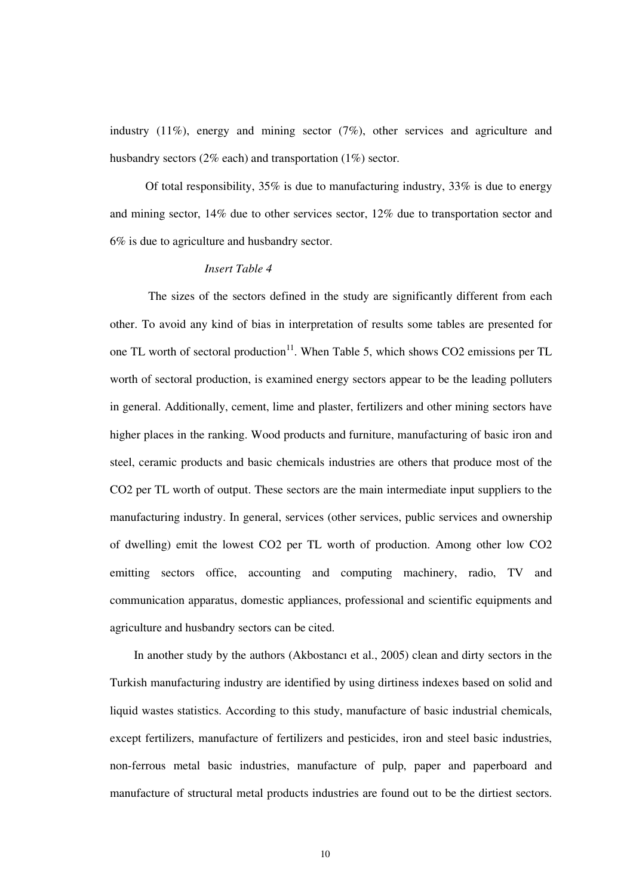industry (11%), energy and mining sector (7%), other services and agriculture and husbandry sectors (2% each) and transportation (1%) sector.

Of total responsibility, 35% is due to manufacturing industry, 33% is due to energy and mining sector, 14% due to other services sector, 12% due to transportation sector and 6% is due to agriculture and husbandry sector.

*Insert Table 4*

The sizes of the sectors defined in the study are significantly different from each other. To avoid any kind of bias in interpretation of results some tables are presented for one TL worth of sectoral production[11]. When Table 5, which shows $CO_2$ emissions per TL worth of sectoral production, is examined energy sectors appear to be the leading polluters in general. Additionally, cement, lime and plaster, fertilizers and other mining sectors have higher places in the ranking. Wood products and furniture, manufacturing of basic iron and steel, ceramic products and basic chemicals industries are others that produce most of the $CO_2$ per TL worth of output. These sectors are the main intermediate input suppliers to the manufacturing industry. In general, services (other services, public services and ownership of dwelling) emit the lowest $CO_2$ per TL worth of production. Among other low $CO_2$ emitting sectors office, accounting and computing machinery, radio, TV and communication apparatus, domestic appliances, professional and scientific equipments and agriculture and husbandry sectors can be cited.

In another study by the authors (Akbostancı et al., 2005) clean and dirty sectors in the Turkish manufacturing industry are identified by using dirtiness indexes based on solid and liquid wastes statistics. According to this study, manufacture of basic industrial chemicals, except fertilizers, manufacture of fertilizers and pesticides, iron and steel basic industries, non-ferrous metal basic industries, manufacture of pulp, paper and paperboard and manufacture of structural metal products industries are found out to be the dirtiest sectors.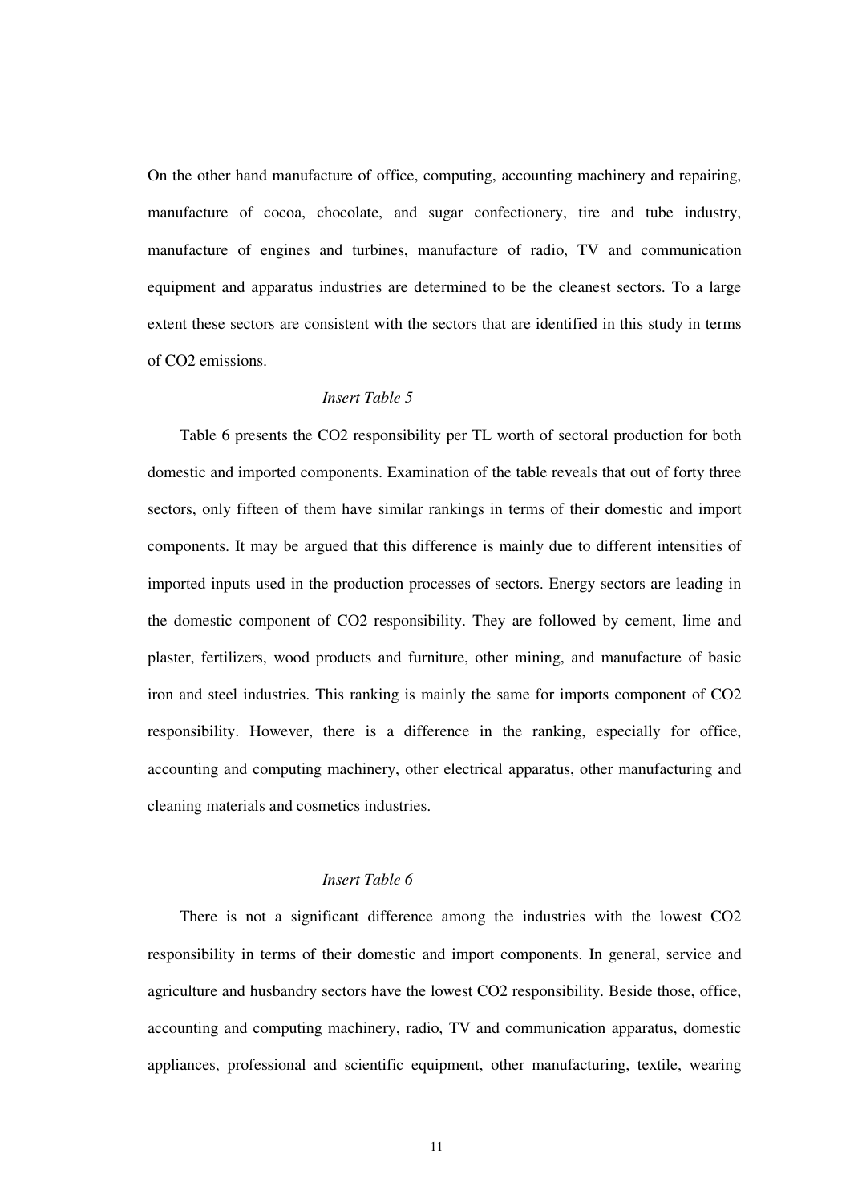On the other hand manufacture of office, computing, accounting machinery and repairing, manufacture of cocoa, chocolate, and sugar confectionery, tire and tube industry, manufacture of engines and turbines, manufacture of radio, TV and communication equipment and apparatus industries are determined to be the cleanest sectors. To a large extent these sectors are consistent with the sectors that are identified in this study in terms of $CO_2$ emissions.

*Insert Table 5*

Table 6 presents the $CO_2$ responsibility per TL worth of sectoral production for both domestic and imported components. Examination of the table reveals that out of forty three sectors, only fifteen of them have similar rankings in terms of their domestic and import components. It may be argued that this difference is mainly due to different intensities of imported inputs used in the production processes of sectors. Energy sectors are leading in the domestic component of $CO_2$ responsibility. They are followed by cement, lime and plaster, fertilizers, wood products and furniture, other mining, and manufacture of basic iron and steel industries. This ranking is mainly the same for imports component of $CO_2$ responsibility. However, there is a difference in the ranking, especially for office, accounting and computing machinery, other electrical apparatus, other manufacturing and cleaning materials and cosmetics industries.

*Insert Table 6*

There is not a significant difference among the industries with the lowest $CO_2$ responsibility in terms of their domestic and import components. In general, service and agriculture and husbandry sectors have the lowest $CO_2$ responsibility. Beside those, office, accounting and computing machinery, radio, TV and communication apparatus, domestic appliances, professional and scientific equipment, other manufacturing, textile, wearing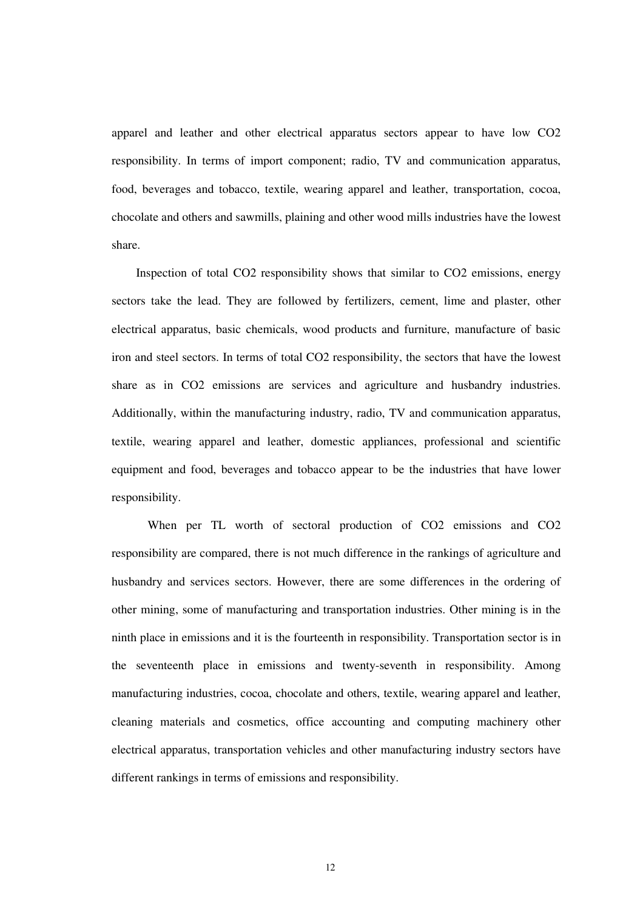apparel and leather and other electrical apparatus sectors appear to have low $CO_2$ responsibility. In terms of import component; radio, TV and communication apparatus, food, beverages and tobacco, textile, wearing apparel and leather, transportation, cocoa, chocolate and others and sawmills, plaining and other wood mills industries have the lowest share.

Inspection of total $CO_2$ responsibility shows that similar to $CO_2$ emissions, energy sectors take the lead. They are followed by fertilizers, cement, lime and plaster, other electrical apparatus, basic chemicals, wood products and furniture, manufacture of basic iron and steel sectors. In terms of total $CO_2$ responsibility, the sectors that have the lowest share as in $CO_2$ emissions are services and agriculture and husbandry industries. Additionally, within the manufacturing industry, radio, TV and communication apparatus, textile, wearing apparel and leather, domestic appliances, professional and scientific equipment and food, beverages and tobacco appear to be the industries that have lower responsibility.

When per TL worth of sectoral production of $CO_2$ emissions and $CO_2$ responsibility are compared, there is not much difference in the rankings of agriculture and husbandry and services sectors. However, there are some differences in the ordering of other mining, some of manufacturing and transportation industries. Other mining is in the ninth place in emissions and it is the fourteenth in responsibility. Transportation sector is in the seventeenth place in emissions and twenty-seventh in responsibility. Among manufacturing industries, cocoa, chocolate and others, textile, wearing apparel and leather, cleaning materials and cosmetics, office accounting and computing machinery other electrical apparatus, transportation vehicles and other manufacturing industry sectors have different rankings in terms of emissions and responsibility.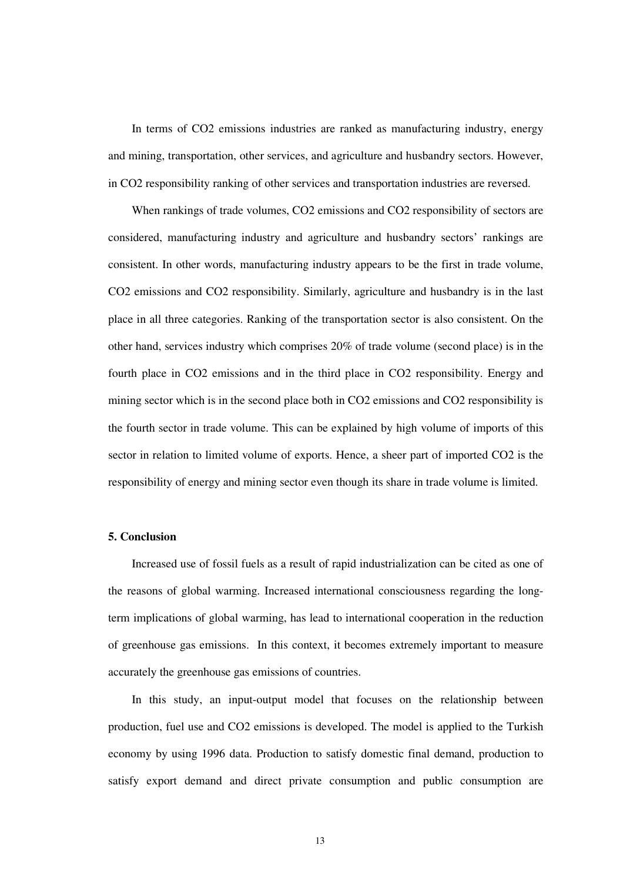In terms of $CO_2$ emissions industries are ranked as manufacturing industry, energy and mining, transportation, other services, and agriculture and husbandry sectors. However, in $CO_2$ responsibility ranking of other services and transportation industries are reversed.

When rankings of trade volumes, $CO_2$ emissions and $CO_2$ responsibility of sectors are considered, manufacturing industry and agriculture and husbandry sectors' rankings are consistent. In other words, manufacturing industry appears to be the first in trade volume, $CO_2$ emissions and $CO_2$ responsibility. Similarly, agriculture and husbandry is in the last place in all three categories. Ranking of the transportation sector is also consistent. On the other hand, services industry which comprises 20% of trade volume (second place) is in the fourth place in $CO_2$ emissions and in the third place in $CO_2$ responsibility. Energy and mining sector which is in the second place both in $CO_2$ emissions and $CO_2$ responsibility is the fourth sector in trade volume. This can be explained by high volume of imports of this sector in relation to limited volume of exports. Hence, a sheer part of imported $CO_2$ is the responsibility of energy and mining sector even though its share in trade volume is limited.

## 5. Conclusion

Increased use of fossil fuels as a result of rapid industrialization can be cited as one of the reasons of global warming. Increased international consciousness regarding the long-term implications of global warming, has lead to international cooperation in the reduction of greenhouse gas emissions. In this context, it becomes extremely important to measure accurately the greenhouse gas emissions of countries.

In this study, an input-output model that focuses on the relationship between production, fuel use and $CO_2$ emissions is developed. The model is applied to the Turkish economy by using 1996 data. Production to satisfy domestic final demand, production to satisfy export demand and direct private consumption and public consumption are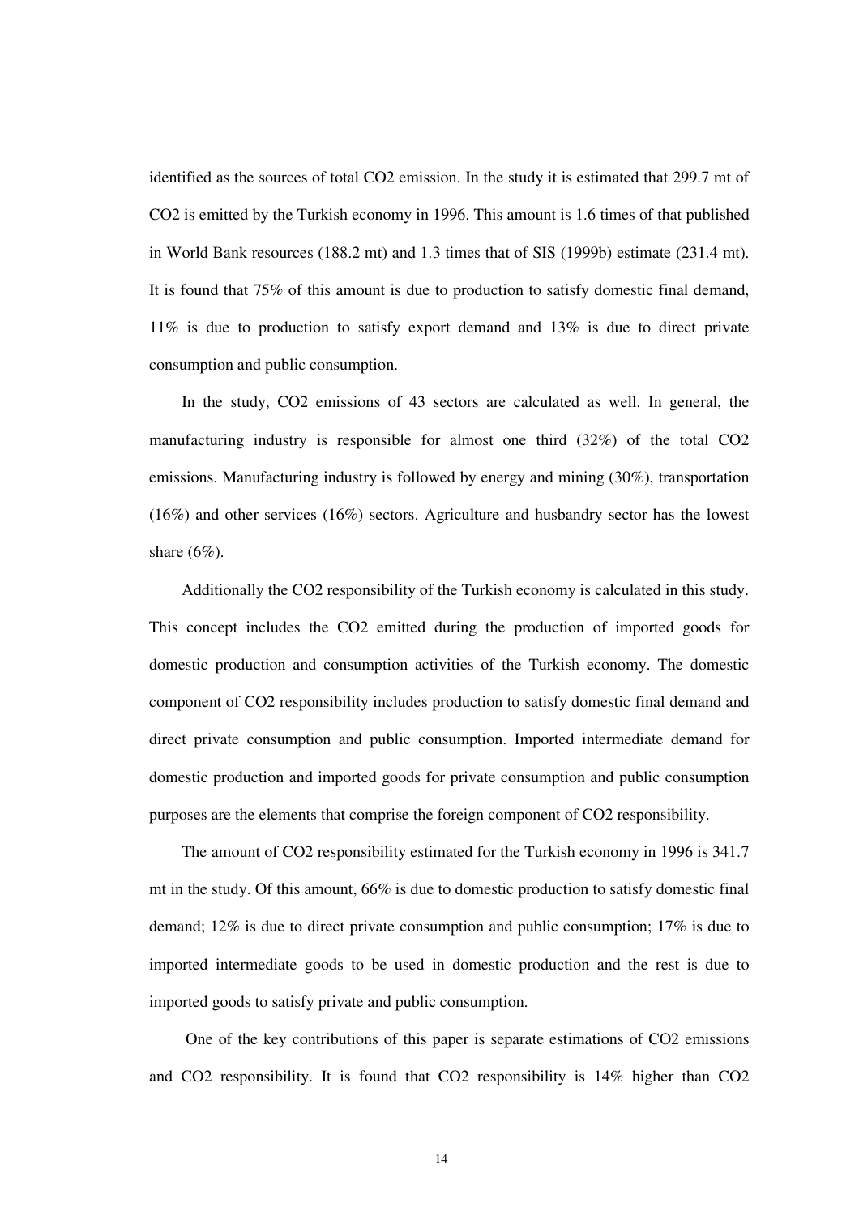identified as the sources of total $CO_2$ emission. In the study it is estimated that 299.7 mt of $CO_2$ is emitted by the Turkish economy in 1996. This amount is 1.6 times of that published in World Bank resources (188.2 mt) and 1.3 times that of SIS (1999b) estimate (231.4 mt). It is found that 75% of this amount is due to production to satisfy domestic final demand, 11% is due to production to satisfy export demand and 13% is due to direct private consumption and public consumption.

In the study, $CO_2$ emissions of 43 sectors are calculated as well. In general, the manufacturing industry is responsible for almost one third (32%) of the total $CO_2$ emissions. Manufacturing industry is followed by energy and mining (30%), transportation (16%) and other services (16%) sectors. Agriculture and husbandry sector has the lowest share (6%).

Additionally the $CO_2$ responsibility of the Turkish economy is calculated in this study. This concept includes the $CO_2$ emitted during the production of imported goods for domestic production and consumption activities of the Turkish economy. The domestic component of $CO_2$ responsibility includes production to satisfy domestic final demand and direct private consumption and public consumption. Imported intermediate demand for domestic production and imported goods for private consumption and public consumption purposes are the elements that comprise the foreign component of $CO_2$ responsibility.

The amount of $CO_2$ responsibility estimated for the Turkish economy in 1996 is 341.7 mt in the study. Of this amount, 66% is due to domestic production to satisfy domestic final demand; 12% is due to direct private consumption and public consumption; 17% is due to imported intermediate goods to be used in domestic production and the rest is due to imported goods to satisfy private and public consumption.

One of the key contributions of this paper is separate estimations of $CO_2$ emissions and $CO_2$ responsibility. It is found that $CO_2$ responsibility is 14% higher than $CO_2$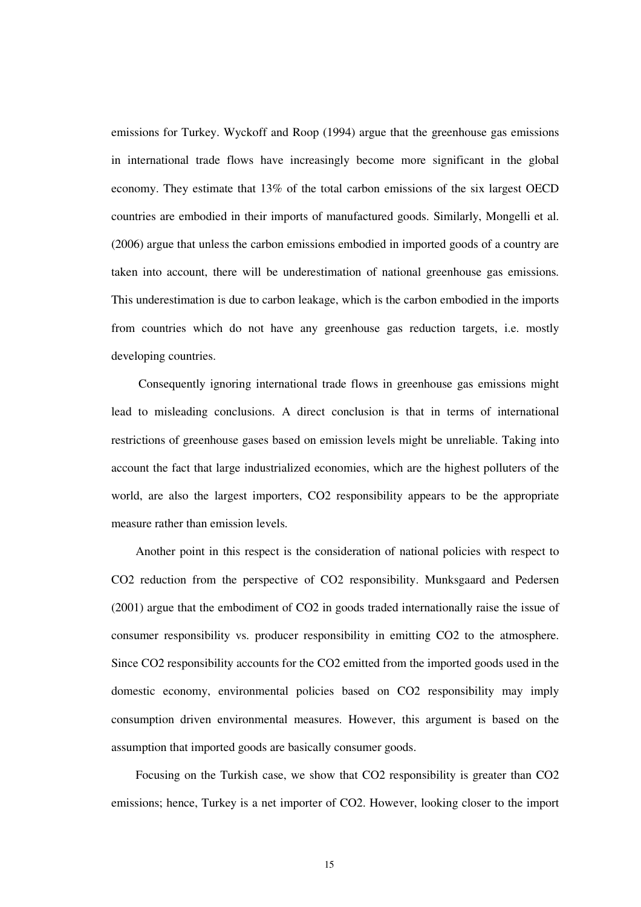emissions for Turkey. Wyckoff and Roop (1994) argue that the greenhouse gas emissions in international trade flows have increasingly become more significant in the global economy. They estimate that 13% of the total carbon emissions of the six largest OECD countries are embodied in their imports of manufactured goods. Similarly, Mongelli et al. (2006) argue that unless the carbon emissions embodied in imported goods of a country are taken into account, there will be underestimation of national greenhouse gas emissions. This underestimation is due to carbon leakage, which is the carbon embodied in the imports from countries which do not have any greenhouse gas reduction targets, i.e. mostly developing countries.

Consequently ignoring international trade flows in greenhouse gas emissions might lead to misleading conclusions. A direct conclusion is that in terms of international restrictions of greenhouse gases based on emission levels might be unreliable. Taking into account the fact that large industrialized economies, which are the highest polluters of the world, are also the largest importers, $CO_2$ responsibility appears to be the appropriate measure rather than emission levels.

Another point in this respect is the consideration of national policies with respect to $CO_2$ reduction from the perspective of $CO_2$ responsibility. Munksgaard and Pedersen (2001) argue that the embodiment of $CO_2$ in goods traded internationally raise the issue of consumer responsibility vs. producer responsibility in emitting $CO_2$ to the atmosphere. Since $CO_2$ responsibility accounts for the $CO_2$ emitted from the imported goods used in the domestic economy, environmental policies based on $CO_2$ responsibility may imply consumption driven environmental measures. However, this argument is based on the assumption that imported goods are basically consumer goods.

Focusing on the Turkish case, we show that $CO_2$ responsibility is greater than $CO_2$ emissions; hence, Turkey is a net importer of $CO_2$. However, looking closer to the import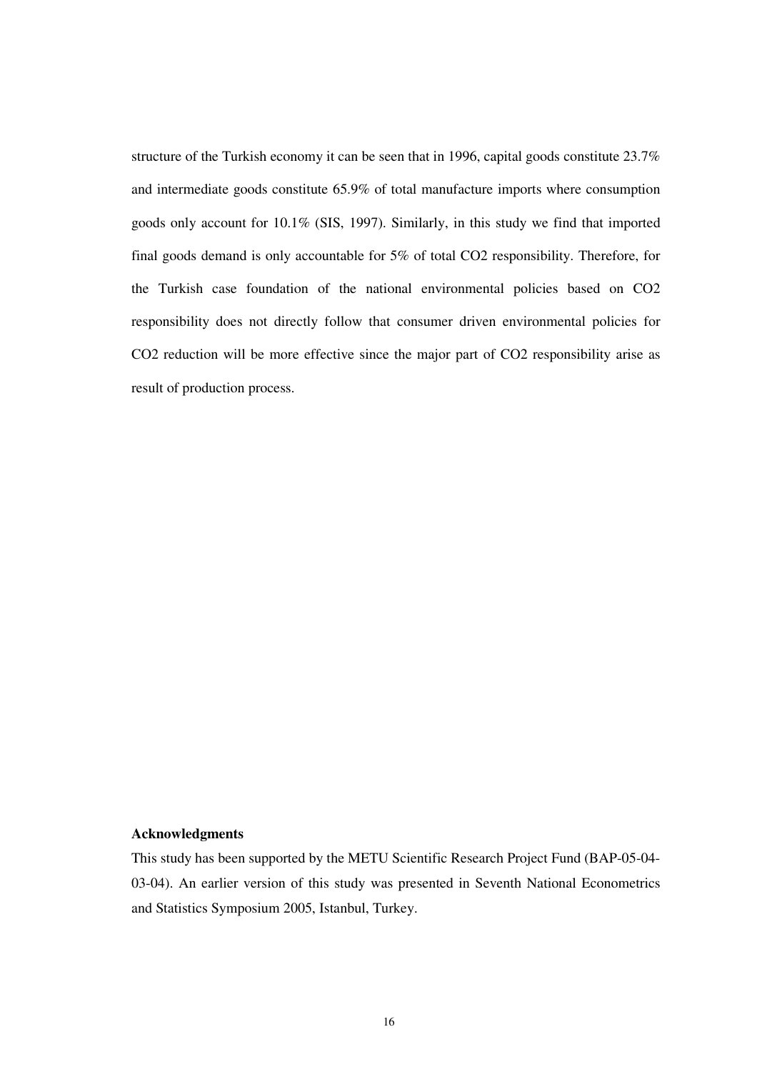structure of the Turkish economy it can be seen that in 1996, capital goods constitute 23.7% and intermediate goods constitute 65.9% of total manufacture imports where consumption goods only account for 10.1% (SIS, 1997). Similarly, in this study we find that imported final goods demand is only accountable for 5% of total $CO_2$ responsibility. Therefore, for the Turkish case foundation of the national environmental policies based on $CO_2$ responsibility does not directly follow that consumer driven environmental policies for $CO_2$ reduction will be more effective since the major part of $CO_2$ responsibility arise as result of production process.

**Acknowledgments**

This study has been supported by the METU Scientific Research Project Fund (BAP-05-04-03-04). An earlier version of this study was presented in Seventh National Econometrics and Statistics Symposium 2005, Istanbul, Turkey.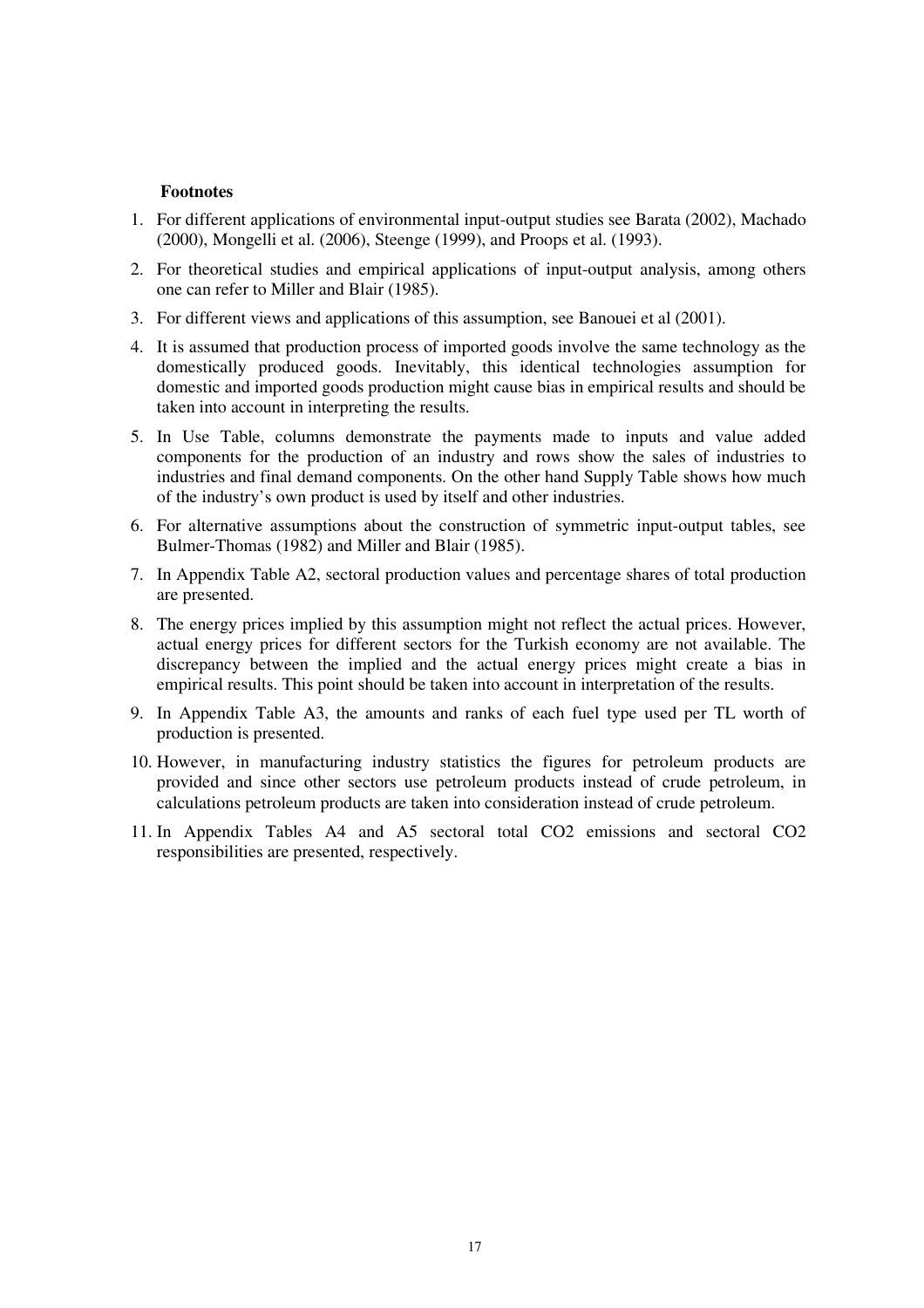**Footnotes**

1. For different applications of environmental input-output studies see Barata (2002), Machado (2000), Mongelli et al. (2006), Steenge (1999), and Proops et al. (1993).
2. For theoretical studies and empirical applications of input-output analysis, among others one can refer to Miller and Blair (1985).
3. For different views and applications of this assumption, see Banouei et al (2001).
4. It is assumed that production process of imported goods involve the same technology as the domestically produced goods. Inevitably, this identical technologies assumption for domestic and imported goods production might cause bias in empirical results and should be taken into account in interpreting the results.
5. In Use Table, columns demonstrate the payments made to inputs and value added components for the production of an industry and rows show the sales of industries to industries and final demand components. On the other hand Supply Table shows how much of the industry's own product is used by itself and other industries.
6. For alternative assumptions about the construction of symmetric input-output tables, see Bulmer-Thomas (1982) and Miller and Blair (1985).
7. In Appendix Table A2, sectoral production values and percentage shares of total production are presented.
8. The energy prices implied by this assumption might not reflect the actual prices. However, actual energy prices for different sectors for the Turkish economy are not available. The discrepancy between the implied and the actual energy prices might create a bias in empirical results. This point should be taken into account in interpretation of the results.
9. In Appendix Table A3, the amounts and ranks of each fuel type used per TL worth of production is presented.
10. However, in manufacturing industry statistics the figures for petroleum products are provided and since other sectors use petroleum products instead of crude petroleum, in calculations petroleum products are taken into consideration instead of crude petroleum.
11. In Appendix Tables A4 and A5 sectoral total $CO_2$ emissions and sectoral $CO_2$ responsibilities are presented, respectively.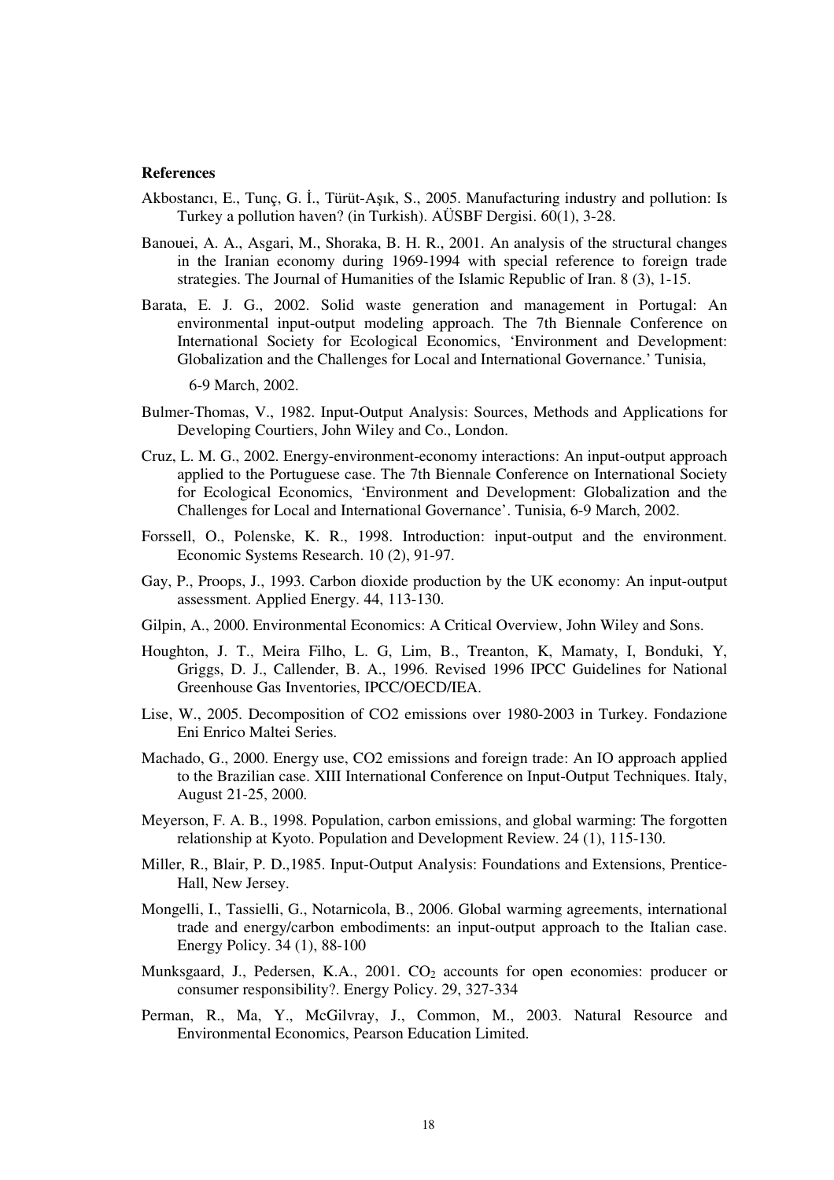**References**

Akbostancı, E., Tunç, G. İ., Türüt-Aşık, S., 2005. Manufacturing industry and pollution: Is Turkey a pollution haven? (in Turkish). AÜSBF Dergisi. 60(1), 3-28.

Banouei, A. A., Asgari, M., Shoraka, B. H. R., 2001. An analysis of the structural changes in the Iranian economy during 1969-1994 with special reference to foreign trade strategies. The Journal of Humanities of the Islamic Republic of Iran. 8 (3), 1-15.

Barata, E. J. G., 2002. Solid waste generation and management in Portugal: An environmental input-output modeling approach. The 7th Biennale Conference on International Society for Ecological Economics, 'Environment and Development: Globalization and the Challenges for Local and International Governance.' Tunisia, 6-9 March, 2002.

Bulmer-Thomas, V., 1982. Input-Output Analysis: Sources, Methods and Applications for Developing Courtiers, John Wiley and Co., London.

Cruz, L. M. G., 2002. Energy-environment-economy interactions: An input-output approach applied to the Portuguese case. The 7th Biennale Conference on International Society for Ecological Economics, 'Environment and Development: Globalization and the Challenges for Local and International Governance'. Tunisia, 6-9 March, 2002.

Forssell, O., Polenske, K. R., 1998. Introduction: input-output and the environment. Economic Systems Research. 10 (2), 91-97.

Gay, P., Proops, J., 1993. Carbon dioxide production by the UK economy: An input-output assessment. Applied Energy. 44, 113-130.

Gilpin, A., 2000. Environmental Economics: A Critical Overview, John Wiley and Sons.

Houghton, J. T., Meira Filho, L. G, Lim, B., Treanton, K, Mamaty, I, Bonduki, Y, Griggs, D. J., Callender, B. A., 1996. Revised 1996 IPCC Guidelines for National Greenhouse Gas Inventories, IPCC/OECD/IEA.

Lise, W., 2005. Decomposition of CO2 emissions over 1980-2003 in Turkey. Fondazione Eni Enrico Maltei Series.

Machado, G., 2000. Energy use, CO2 emissions and foreign trade: An IO approach applied to the Brazilian case. XIII International Conference on Input-Output Techniques. Italy, August 21-25, 2000.

Meyerson, F. A. B., 1998. Population, carbon emissions, and global warming: The forgotten relationship at Kyoto. Population and Development Review. 24 (1), 115-130.

Miller, R., Blair, P. D.,1985. Input-Output Analysis: Foundations and Extensions, Prentice-Hall, New Jersey.

Mongelli, I., Tassielli, G., Notarnicola, B., 2006. Global warming agreements, international trade and energy/carbon embodiments: an input-output approach to the Italian case. Energy Policy. 34 (1), 88-100

Munksgaard, J., Pedersen, K.A., 2001. $CO_2$ accounts for open economies: producer or consumer responsibility?. Energy Policy. 29, 327-334

Perman, R., Ma, Y., McGilvray, J., Common, M., 2003. Natural Resource and Environmental Economics, Pearson Education Limited.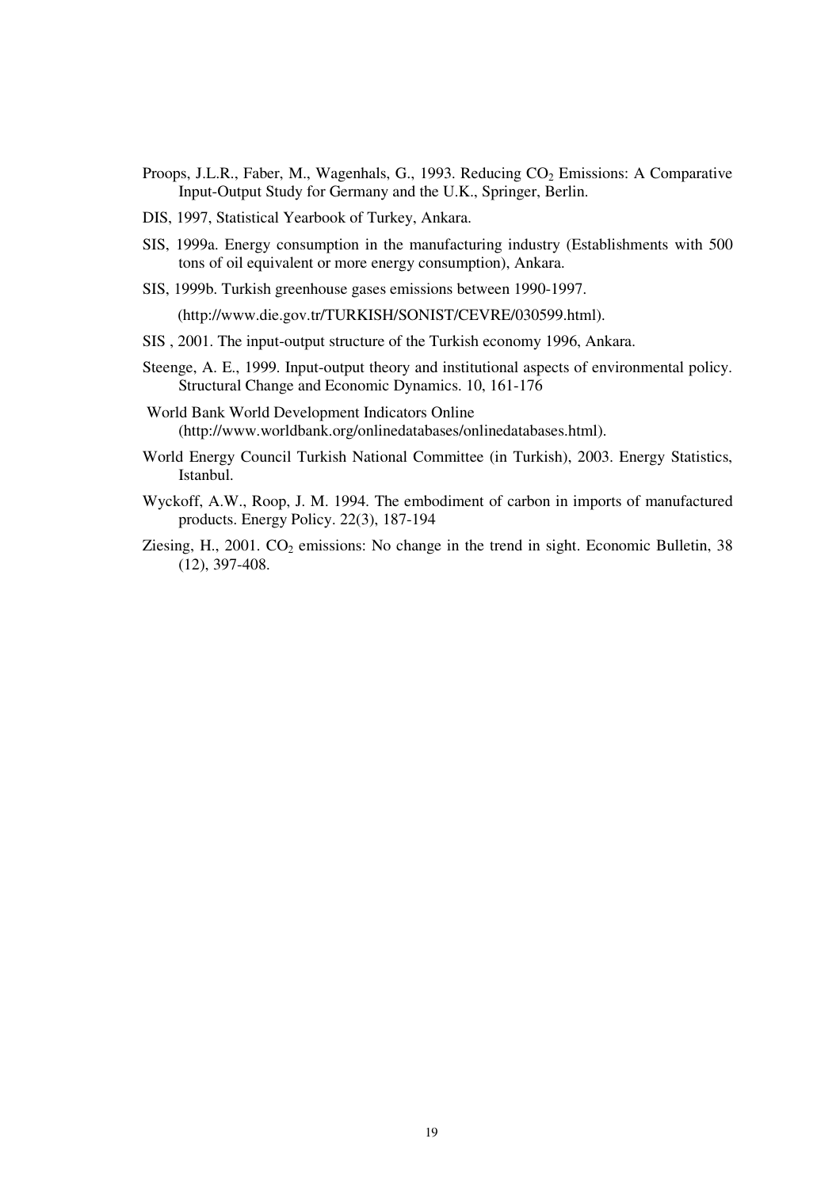Proops, J.L.R., Faber, M., Wagenhals, G., 1993. Reducing $CO_2$ Emissions: A Comparative Input-Output Study for Germany and the U.K., Springer, Berlin.

DIS, 1997, Statistical Yearbook of Turkey, Ankara.

SIS, 1999a. Energy consumption in the manufacturing industry (Establishments with 500 tons of oil equivalent or more energy consumption), Ankara.

SIS, 1999b. Turkish greenhouse gases emissions between 1990-1997.

(http://www.die.gov.tr/TURKISH/SONIST/CEVRE/030599.html).

SIS , 2001. The input-output structure of the Turkish economy 1996, Ankara.

Steenge, A. E., 1999. Input-output theory and institutional aspects of environmental policy. Structural Change and Economic Dynamics. 10, 161-176

World Bank World Development Indicators Online (http://www.worldbank.org/onlinedatabases/onlinedatabases.html).

World Energy Council Turkish National Committee (in Turkish), 2003. Energy Statistics, Istanbul.

Wyckoff, A.W., Roop, J. M. 1994. The embodiment of carbon in imports of manufactured products. Energy Policy. 22(3), 187-194

Ziesing, H., 2001. $CO_2$ emissions: No change in the trend in sight. Economic Bulletin, 38 (12), 397-408.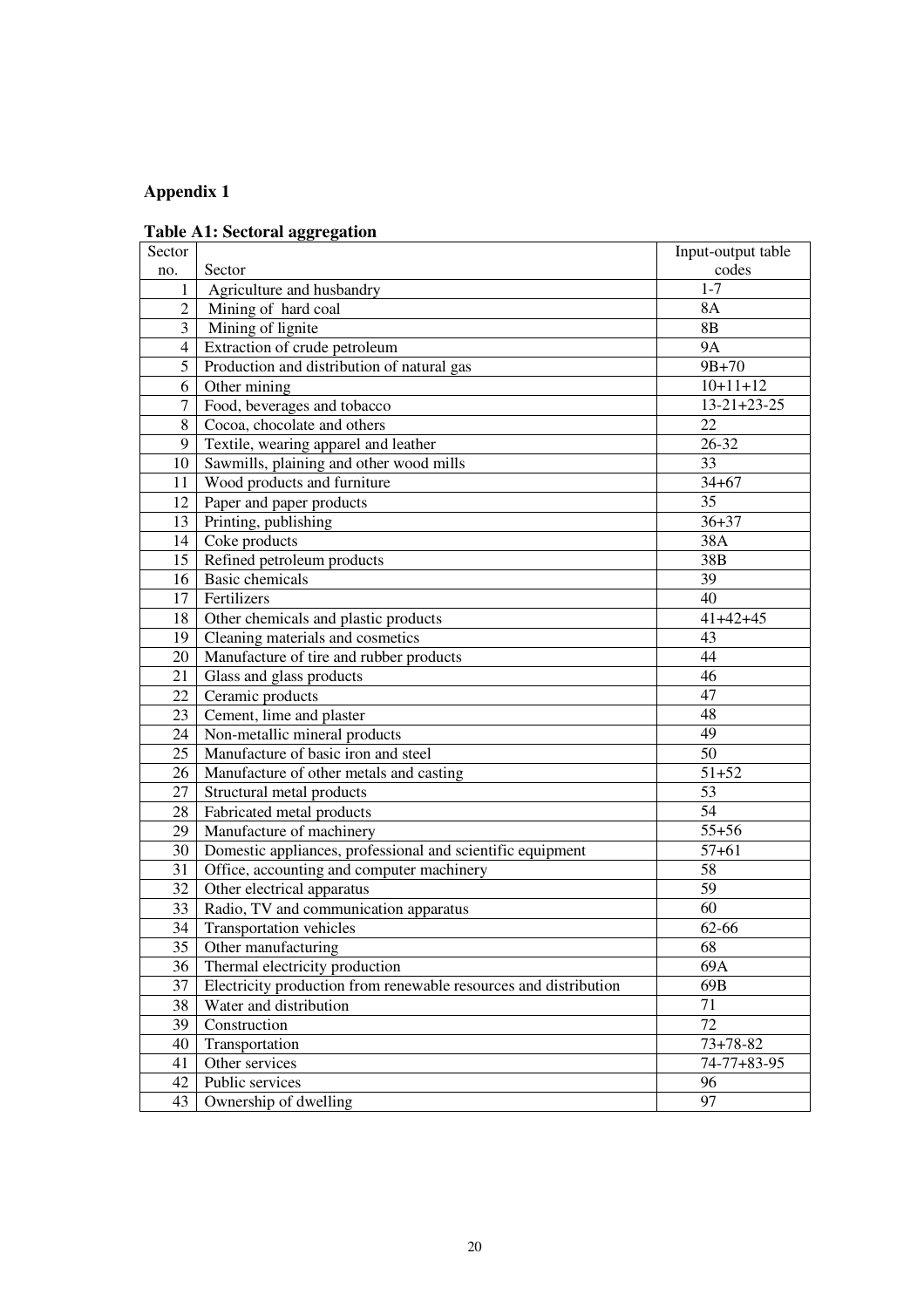## Appendix 1

**Table A1: Sectoral aggregation**

| Sector no. | Sector | Input-output table codes |
|---|---|---|
| 1 | Agriculture and husbandry | 1-7 |
| 2 | Mining of hard coal | 8A |
| 3 | Mining of lignite | 8B |
| 4 | Extraction of crude petroleum | 9A |
| 5 | Production and distribution of natural gas | 9B+70 |
| 6 | Other mining | 10+11+12 |
| 7 | Food, beverages and tobacco | 13-21+23-25 |
| 8 | Cocoa, chocolate and others | 22 |
| 9 | Textile, wearing apparel and leather | 26-32 |
| 10 | Sawmills, plaining and other wood mills | 33 |
| 11 | Wood products and furniture | 34+67 |
| 12 | Paper and paper products | 35 |
| 13 | Printing, publishing | 36+37 |
| 14 | Coke products | 38A |
| 15 | Refined petroleum products | 38B |
| 16 | Basic chemicals | 39 |
| 17 | Fertilizers | 40 |
| 18 | Other chemicals and plastic products | 41+42+45 |
| 19 | Cleaning materials and cosmetics | 43 |
| 20 | Manufacture of tire and rubber products | 44 |
| 21 | Glass and glass products | 46 |
| 22 | Ceramic products | 47 |
| 23 | Cement, lime and plaster | 48 |
| 24 | Non-metallic mineral products | 49 |
| 25 | Manufacture of basic iron and steel | 50 |
| 26 | Manufacture of other metals and casting | 51+52 |
| 27 | Structural metal products | 53 |
| 28 | Fabricated metal products | 54 |
| 29 | Manufacture of machinery | 55+56 |
| 30 | Domestic appliances, professional and scientific equipment | 57+61 |
| 31 | Office, accounting and computer machinery | 58 |
| 32 | Other electrical apparatus | 59 |
| 33 | Radio, TV and communication apparatus | 60 |
| 34 | Transportation vehicles | 62-66 |
| 35 | Other manufacturing | 68 |
| 36 | Thermal electricity production | 69A |
| 37 | Electricity production from renewable resources and distribution | 69B |
| 38 | Water and distribution | 71 |
| 39 | Construction | 72 |
| 40 | Transportation | 73+78-82 |
| 41 | Other services | 74-77+83-95 |
| 42 | Public services | 96 |
| 43 | Ownership of dwelling | 97 |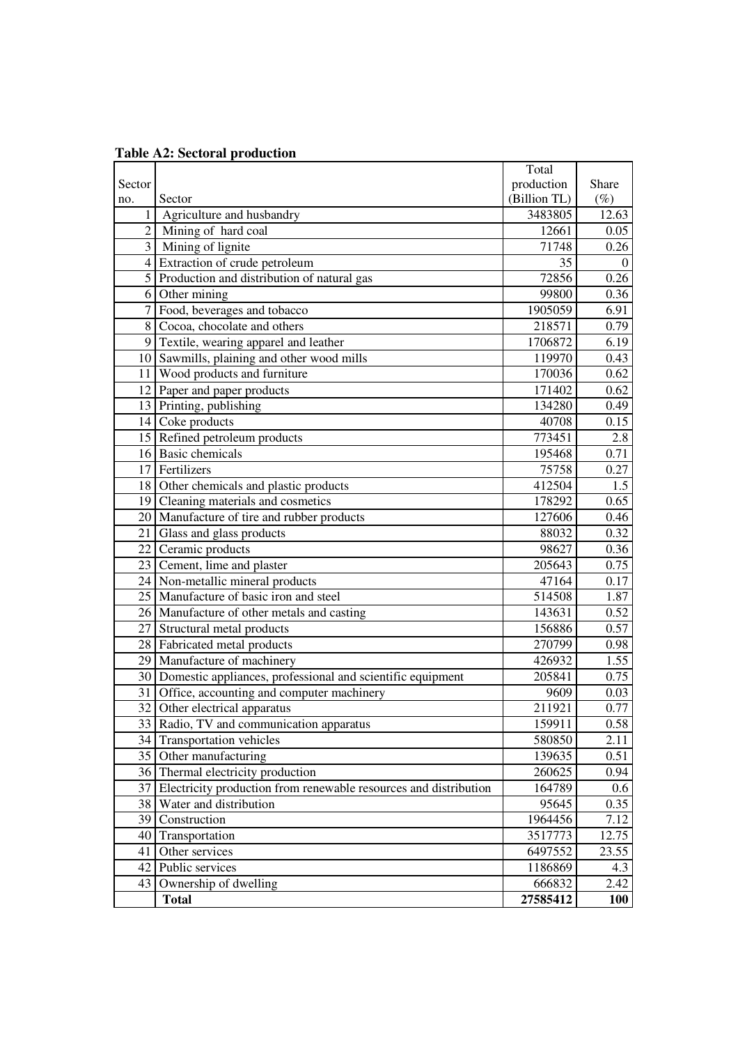**Table A2: Sectoral production**

| Sector no. | Sector | Total production (Billion TL) | Share (%) |
|---|---|---|---|
| 1 | Agriculture and husbandry | 3483805 | 12.63 |
| 2 | Mining of hard coal | 12661 | 0.05 |
| 3 | Mining of lignite | 71748 | 0.26 |
| 4 | Extraction of crude petroleum | 35 | 0 |
| 5 | Production and distribution of natural gas | 72856 | 0.26 |
| 6 | Other mining | 99800 | 0.36 |
| 7 | Food, beverages and tobacco | 1905059 | 6.91 |
| 8 | Cocoa, chocolate and others | 218571 | 0.79 |
| 9 | Textile, wearing apparel and leather | 1706872 | 6.19 |
| 10 | Sawmills, plaining and other wood mills | 119970 | 0.43 |
| 11 | Wood products and furniture | 170036 | 0.62 |
| 12 | Paper and paper products | 171402 | 0.62 |
| 13 | Printing, publishing | 134280 | 0.49 |
| 14 | Coke products | 40708 | 0.15 |
| 15 | Refined petroleum products | 773451 | 2.8 |
| 16 | Basic chemicals | 195468 | 0.71 |
| 17 | Fertilizers | 75758 | 0.27 |
| 18 | Other chemicals and plastic products | 412504 | 1.5 |
| 19 | Cleaning materials and cosmetics | 178292 | 0.65 |
| 20 | Manufacture of tire and rubber products | 127606 | 0.46 |
| 21 | Glass and glass products | 88032 | 0.32 |
| 22 | Ceramic products | 98627 | 0.36 |
| 23 | Cement, lime and plaster | 205643 | 0.75 |
| 24 | Non-metallic mineral products | 47164 | 0.17 |
| 25 | Manufacture of basic iron and steel | 514508 | 1.87 |
| 26 | Manufacture of other metals and casting | 143631 | 0.52 |
| 27 | Structural metal products | 156886 | 0.57 |
| 28 | Fabricated metal products | 270799 | 0.98 |
| 29 | Manufacture of machinery | 426932 | 1.55 |
| 30 | Domestic appliances, professional and scientific equipment | 205841 | 0.75 |
| 31 | Office, accounting and computer machinery | 9609 | 0.03 |
| 32 | Other electrical apparatus | 211921 | 0.77 |
| 33 | Radio, TV and communication apparatus | 159911 | 0.58 |
| 34 | Transportation vehicles | 580850 | 2.11 |
| 35 | Other manufacturing | 139635 | 0.51 |
| 36 | Thermal electricity production | 260625 | 0.94 |
| 37 | Electricity production from renewable resources and distribution | 164789 | 0.6 |
| 38 | Water and distribution | 95645 | 0.35 |
| 39 | Construction | 1964456 | 7.12 |
| 40 | Transportation | 3517773 | 12.75 |
| 41 | Other services | 6497552 | 23.55 |
| 42 | Public services | 1186869 | 4.3 |
| 43 | Ownership of dwelling | 666832 | 2.42 |
| | **Total** | **27585412** | **100** |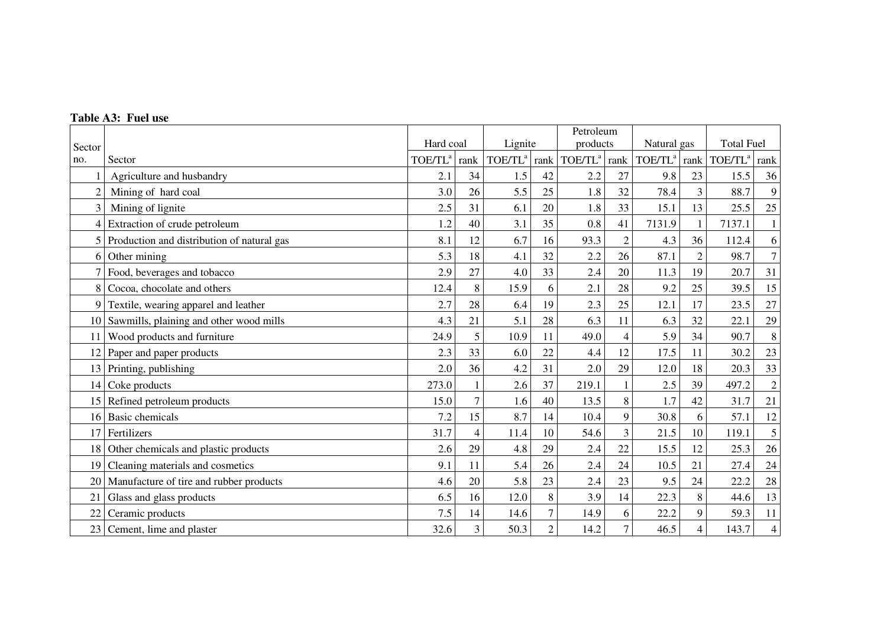**Table A3: Fuel use**

| Sector no. | Sector | Hard coal | | Lignite | | Petroleum products | | Natural gas | | Total Fuel | |
|---|---|---|---|---|---|---|---|---|---|---|---|
| | | TOE/TL[a] | rank | TOE/TL[a] | rank | TOE/TL[a] | rank | TOE/TL[a] | rank | TOE/TL[a] | rank |
| 1 | Agriculture and husbandry | 2.1 | 34 | 1.5 | 42 | 2.2 | 27 | 9.8 | 23 | 15.5 | 36 |
| 2 | Mining of hard coal | 3.0 | 26 | 5.5 | 25 | 1.8 | 32 | 78.4 | 3 | 88.7 | 9 |
| 3 | Mining of lignite | 2.5 | 31 | 6.1 | 20 | 1.8 | 33 | 15.1 | 13 | 25.5 | 25 |
| 4 | Extraction of crude petroleum | 1.2 | 40 | 3.1 | 35 | 0.8 | 41 | 7131.9 | 1 | 7137.1 | 1 |
| 5 | Production and distribution of natural gas | 8.1 | 12 | 6.7 | 16 | 93.3 | 2 | 4.3 | 36 | 112.4 | 6 |
| 6 | Other mining | 5.3 | 18 | 4.1 | 32 | 2.2 | 26 | 87.1 | 2 | 98.7 | 7 |
| 7 | Food, beverages and tobacco | 2.9 | 27 | 4.0 | 33 | 2.4 | 20 | 11.3 | 19 | 20.7 | 31 |
| 8 | Cocoa, chocolate and others | 12.4 | 8 | 15.9 | 6 | 2.1 | 28 | 9.2 | 25 | 39.5 | 15 |
| 9 | Textile, wearing apparel and leather | 2.7 | 28 | 6.4 | 19 | 2.3 | 25 | 12.1 | 17 | 23.5 | 27 |
| 10 | Sawmills, plaining and other wood mills | 4.3 | 21 | 5.1 | 28 | 6.3 | 11 | 6.3 | 32 | 22.1 | 29 |
| 11 | Wood products and furniture | 24.9 | 5 | 10.9 | 11 | 49.0 | 4 | 5.9 | 34 | 90.7 | 8 |
| 12 | Paper and paper products | 2.3 | 33 | 6.0 | 22 | 4.4 | 12 | 17.5 | 11 | 30.2 | 23 |
| 13 | Printing, publishing | 2.0 | 36 | 4.2 | 31 | 2.0 | 29 | 12.0 | 18 | 20.3 | 33 |
| 14 | Coke products | 273.0 | 1 | 2.6 | 37 | 219.1 | 1 | 2.5 | 39 | 497.2 | 2 |
| 15 | Refined petroleum products | 15.0 | 7 | 1.6 | 40 | 13.5 | 8 | 1.7 | 42 | 31.7 | 21 |
| 16 | Basic chemicals | 7.2 | 15 | 8.7 | 14 | 10.4 | 9 | 30.8 | 6 | 57.1 | 12 |
| 17 | Fertilizers | 31.7 | 4 | 11.4 | 10 | 54.6 | 3 | 21.5 | 10 | 119.1 | 5 |
| 18 | Other chemicals and plastic products | 2.6 | 29 | 4.8 | 29 | 2.4 | 22 | 15.5 | 12 | 25.3 | 26 |
| 19 | Cleaning materials and cosmetics | 9.1 | 11 | 5.4 | 26 | 2.4 | 24 | 10.5 | 21 | 27.4 | 24 |
| 20 | Manufacture of tire and rubber products | 4.6 | 20 | 5.8 | 23 | 2.4 | 23 | 9.5 | 24 | 22.2 | 28 |
| 21 | Glass and glass products | 6.5 | 16 | 12.0 | 8 | 3.9 | 14 | 22.3 | 8 | 44.6 | 13 |
| 22 | Ceramic products | 7.5 | 14 | 14.6 | 7 | 14.9 | 6 | 22.2 | 9 | 59.3 | 11 |
| 23 | Cement, lime and plaster | 32.6 | 3 | 50.3 | 2 | 14.2 | 7 | 46.5 | 4 | 143.7 | 4 |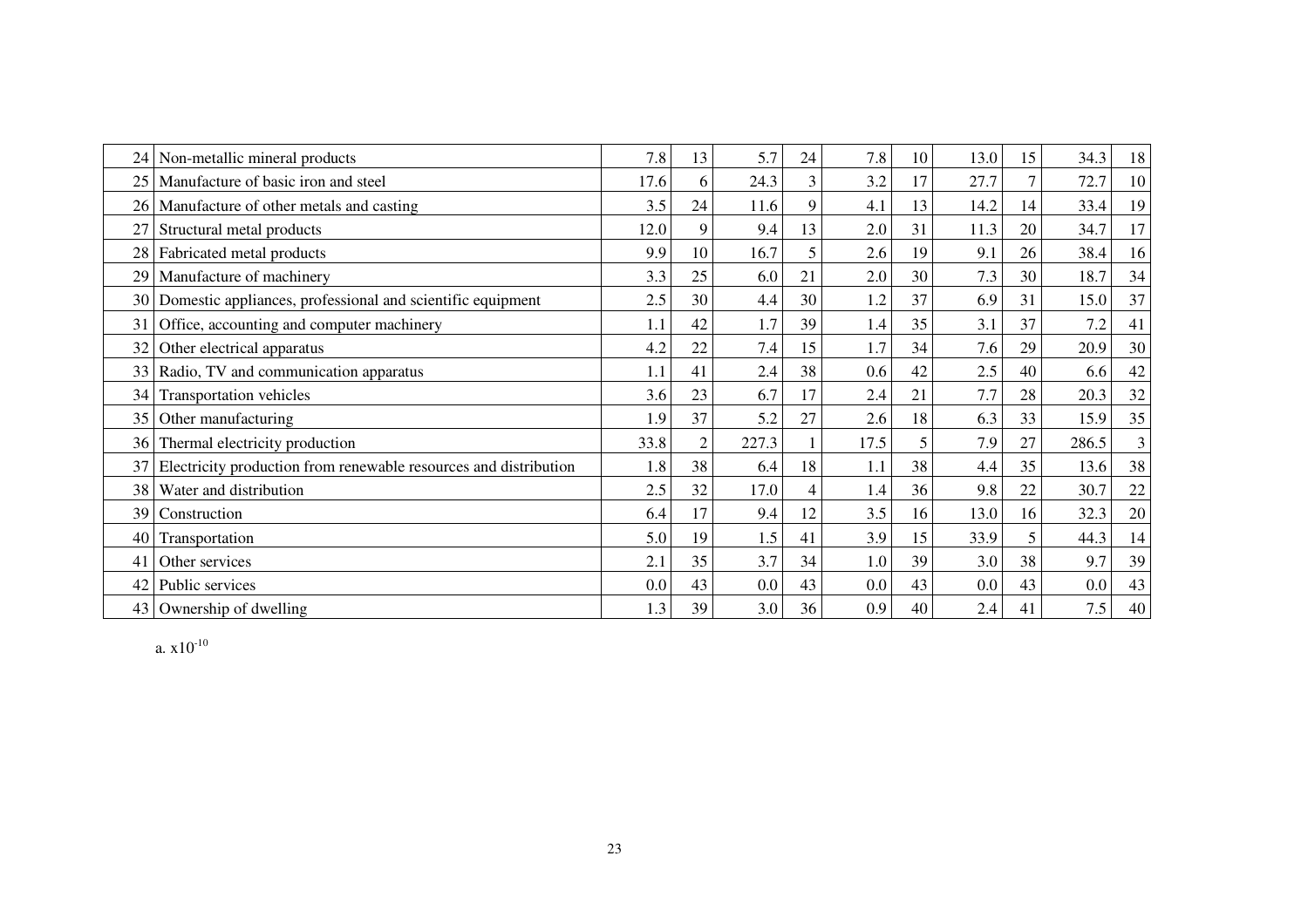| | | | | | | | | | | | |
|---|---|---|---|---|---|---|---|---|---|---|---|
| 24 | Non-metallic mineral products | 7.8 | 13 | 5.7 | 24 | 7.8 | 10 | 13.0 | 15 | 34.3 | 18 |
| 25 | Manufacture of basic iron and steel | 17.6 | 6 | 24.3 | 3 | 3.2 | 17 | 27.7 | 7 | 72.7 | 10 |
| 26 | Manufacture of other metals and casting | 3.5 | 24 | 11.6 | 9 | 4.1 | 13 | 14.2 | 14 | 33.4 | 19 |
| 27 | Structural metal products | 12.0 | 9 | 9.4 | 13 | 2.0 | 31 | 11.3 | 20 | 34.7 | 17 |
| 28 | Fabricated metal products | 9.9 | 10 | 16.7 | 5 | 2.6 | 19 | 9.1 | 26 | 38.4 | 16 |
| 29 | Manufacture of machinery | 3.3 | 25 | 6.0 | 21 | 2.0 | 30 | 7.3 | 30 | 18.7 | 34 |
| 30 | Domestic appliances, professional and scientific equipment | 2.5 | 30 | 4.4 | 30 | 1.2 | 37 | 6.9 | 31 | 15.0 | 37 |
| 31 | Office, accounting and computer machinery | 1.1 | 42 | 1.7 | 39 | 1.4 | 35 | 3.1 | 37 | 7.2 | 41 |
| 32 | Other electrical apparatus | 4.2 | 22 | 7.4 | 15 | 1.7 | 34 | 7.6 | 29 | 20.9 | 30 |
| 33 | Radio, TV and communication apparatus | 1.1 | 41 | 2.4 | 38 | 0.6 | 42 | 2.5 | 40 | 6.6 | 42 |
| 34 | Transportation vehicles | 3.6 | 23 | 6.7 | 17 | 2.4 | 21 | 7.7 | 28 | 20.3 | 32 |
| 35 | Other manufacturing | 1.9 | 37 | 5.2 | 27 | 2.6 | 18 | 6.3 | 33 | 15.9 | 35 |
| 36 | Thermal electricity production | 33.8 | 2 | 227.3 | 1 | 17.5 | 5 | 7.9 | 27 | 286.5 | 3 |
| 37 | Electricity production from renewable resources and distribution | 1.8 | 38 | 6.4 | 18 | 1.1 | 38 | 4.4 | 35 | 13.6 | 38 |
| 38 | Water and distribution | 2.5 | 32 | 17.0 | 4 | 1.4 | 36 | 9.8 | 22 | 30.7 | 22 |
| 39 | Construction | 6.4 | 17 | 9.4 | 12 | 3.5 | 16 | 13.0 | 16 | 32.3 | 20 |
| 40 | Transportation | 5.0 | 19 | 1.5 | 41 | 3.9 | 15 | 33.9 | 5 | 44.3 | 14 |
| 41 | Other services | 2.1 | 35 | 3.7 | 34 | 1.0 | 39 | 3.0 | 38 | 9.7 | 39 |
| 42 | Public services | 0.0 | 43 | 0.0 | 43 | 0.0 | 43 | 0.0 | 43 | 0.0 | 43 |
| 43 | Ownership of dwelling | 1.3 | 39 | 3.0 | 36 | 0.9 | 40 | 2.4 | 41 | 7.5 | 40 |

a. $x10^{-10}$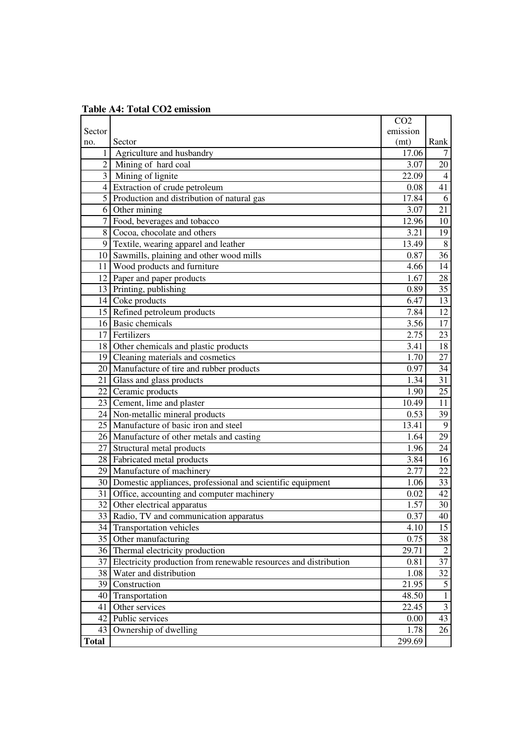**Table A4: Total $CO_2$ emission**

| Sector no. | Sector | $CO_2$ emission (mt) | Rank |
|---|---|---|---|
| 1 | Agriculture and husbandry | 17.06 | 7 |
| 2 | Mining of hard coal | 3.07 | 20 |
| 3 | Mining of lignite | 22.09 | 4 |
| 4 | Extraction of crude petroleum | 0.08 | 41 |
| 5 | Production and distribution of natural gas | 17.84 | 6 |
| 6 | Other mining | 3.07 | 21 |
| 7 | Food, beverages and tobacco | 12.96 | 10 |
| 8 | Cocoa, chocolate and others | 3.21 | 19 |
| 9 | Textile, wearing apparel and leather | 13.49 | 8 |
| 10 | Sawmills, plaining and other wood mills | 0.87 | 36 |
| 11 | Wood products and furniture | 4.66 | 14 |
| 12 | Paper and paper products | 1.67 | 28 |
| 13 | Printing, publishing | 0.89 | 35 |
| 14 | Coke products | 6.47 | 13 |
| 15 | Refined petroleum products | 7.84 | 12 |
| 16 | Basic chemicals | 3.56 | 17 |
| 17 | Fertilizers | 2.75 | 23 |
| 18 | Other chemicals and plastic products | 3.41 | 18 |
| 19 | Cleaning materials and cosmetics | 1.70 | 27 |
| 20 | Manufacture of tire and rubber products | 0.97 | 34 |
| 21 | Glass and glass products | 1.34 | 31 |
| 22 | Ceramic products | 1.90 | 25 |
| 23 | Cement, lime and plaster | 10.49 | 11 |
| 24 | Non-metallic mineral products | 0.53 | 39 |
| 25 | Manufacture of basic iron and steel | 13.41 | 9 |
| 26 | Manufacture of other metals and casting | 1.64 | 29 |
| 27 | Structural metal products | 1.96 | 24 |
| 28 | Fabricated metal products | 3.84 | 16 |
| 29 | Manufacture of machinery | 2.77 | 22 |
| 30 | Domestic appliances, professional and scientific equipment | 1.06 | 33 |
| 31 | Office, accounting and computer machinery | 0.02 | 42 |
| 32 | Other electrical apparatus | 1.57 | 30 |
| 33 | Radio, TV and communication apparatus | 0.37 | 40 |
| 34 | Transportation vehicles | 4.10 | 15 |
| 35 | Other manufacturing | 0.75 | 38 |
| 36 | Thermal electricity production | 29.71 | 2 |
| 37 | Electricity production from renewable resources and distribution | 0.81 | 37 |
| 38 | Water and distribution | 1.08 | 32 |
| 39 | Construction | 21.95 | 5 |
| 40 | Transportation | 48.50 | 1 |
| 41 | Other services | 22.45 | 3 |
| 42 | Public services | 0.00 | 43 |
| 43 | Ownership of dwelling | 1.78 | 26 |
| **Total** | | 299.69 | |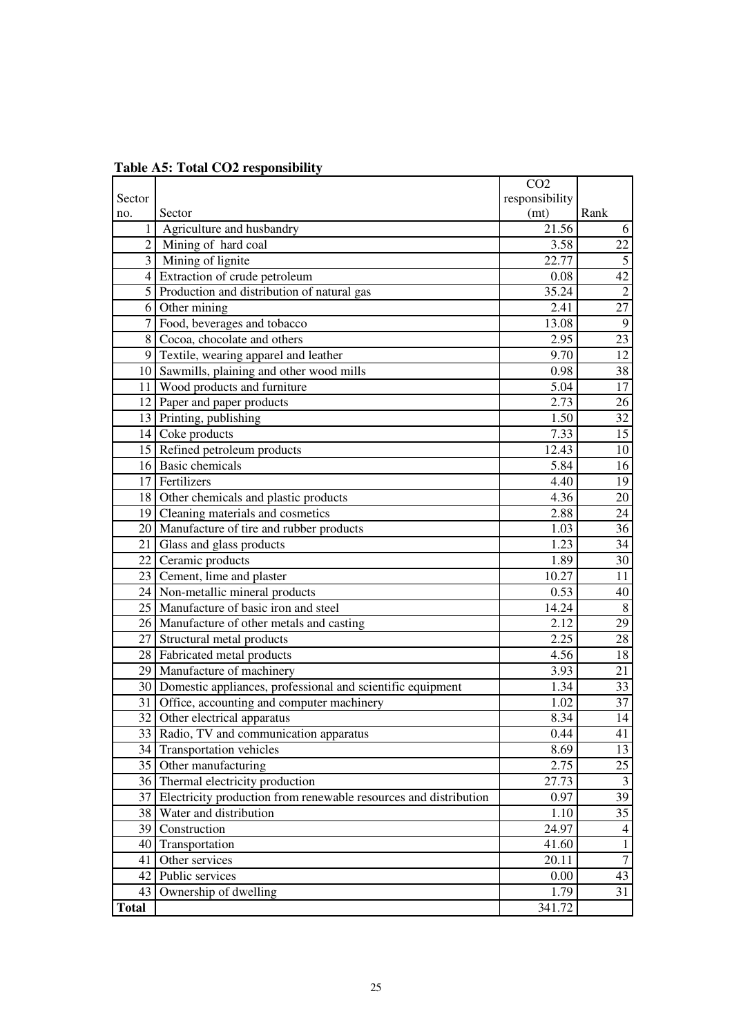**Table A5: Total CO2 responsibility**

| Sector no. | Sector | CO2 responsibility (mt) | Rank |
|---|---|---|---|
| 1 | Agriculture and husbandry | 21.56 | 6 |
| 2 | Mining of hard coal | 3.58 | 22 |
| 3 | Mining of lignite | 22.77 | 5 |
| 4 | Extraction of crude petroleum | 0.08 | 42 |
| 5 | Production and distribution of natural gas | 35.24 | 2 |
| 6 | Other mining | 2.41 | 27 |
| 7 | Food, beverages and tobacco | 13.08 | 9 |
| 8 | Cocoa, chocolate and others | 2.95 | 23 |
| 9 | Textile, wearing apparel and leather | 9.70 | 12 |
| 10 | Sawmills, plaining and other wood mills | 0.98 | 38 |
| 11 | Wood products and furniture | 5.04 | 17 |
| 12 | Paper and paper products | 2.73 | 26 |
| 13 | Printing, publishing | 1.50 | 32 |
| 14 | Coke products | 7.33 | 15 |
| 15 | Refined petroleum products | 12.43 | 10 |
| 16 | Basic chemicals | 5.84 | 16 |
| 17 | Fertilizers | 4.40 | 19 |
| 18 | Other chemicals and plastic products | 4.36 | 20 |
| 19 | Cleaning materials and cosmetics | 2.88 | 24 |
| 20 | Manufacture of tire and rubber products | 1.03 | 36 |
| 21 | Glass and glass products | 1.23 | 34 |
| 22 | Ceramic products | 1.89 | 30 |
| 23 | Cement, lime and plaster | 10.27 | 11 |
| 24 | Non-metallic mineral products | 0.53 | 40 |
| 25 | Manufacture of basic iron and steel | 14.24 | 8 |
| 26 | Manufacture of other metals and casting | 2.12 | 29 |
| 27 | Structural metal products | 2.25 | 28 |
| 28 | Fabricated metal products | 4.56 | 18 |
| 29 | Manufacture of machinery | 3.93 | 21 |
| 30 | Domestic appliances, professional and scientific equipment | 1.34 | 33 |
| 31 | Office, accounting and computer machinery | 1.02 | 37 |
| 32 | Other electrical apparatus | 8.34 | 14 |
| 33 | Radio, TV and communication apparatus | 0.44 | 41 |
| 34 | Transportation vehicles | 8.69 | 13 |
| 35 | Other manufacturing | 2.75 | 25 |
| 36 | Thermal electricity production | 27.73 | 3 |
| 37 | Electricity production from renewable resources and distribution | 0.97 | 39 |
| 38 | Water and distribution | 1.10 | 35 |
| 39 | Construction | 24.97 | 4 |
| 40 | Transportation | 41.60 | 1 |
| 41 | Other services | 20.11 | 7 |
| 42 | Public services | 0.00 | 43 |
| 43 | Ownership of dwelling | 1.79 | 31 |
| **Total** | | 341.72 | |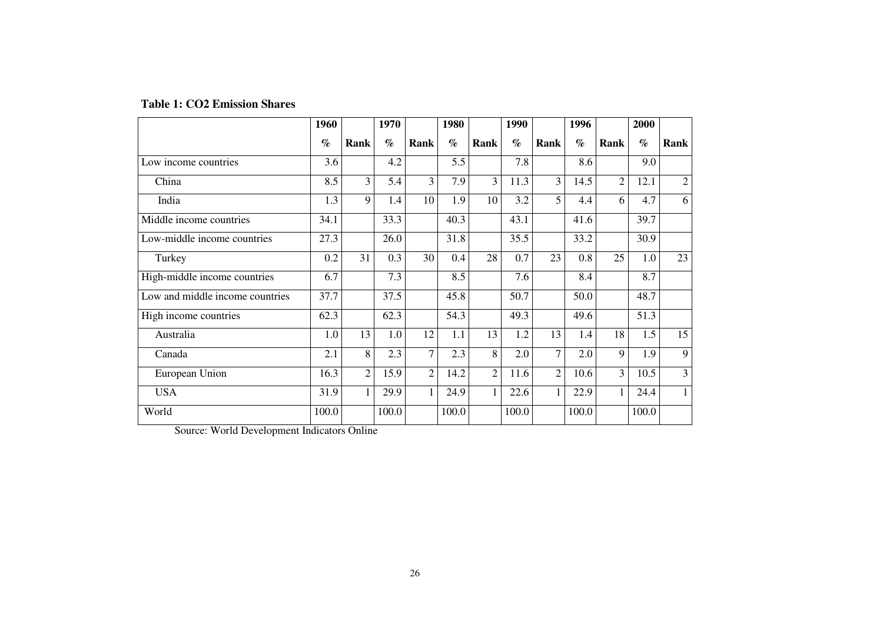**Table 1: CO2 Emission Shares**

| | 1960 | | 1970 | | 1980 | | 1990 | | 1996 | | 2000 | |
|---|---|---|---|---|---|---|---|---|---|---|---|---|
| | % | Rank | % | Rank | % | Rank | % | Rank | % | Rank | % | Rank |
| Low income countries | 3.6 | | 4.2 | | 5.5 | | 7.8 | | 8.6 | | 9.0 | |
| China | 8.5 | 3 | 5.4 | 3 | 7.9 | 3 | 11.3 | 3 | 14.5 | 2 | 12.1 | 2 |
| India | 1.3 | 9 | 1.4 | 10 | 1.9 | 10 | 3.2 | 5 | 4.4 | 6 | 4.7 | 6 |
| Middle income countries | 34.1 | | 33.3 | | 40.3 | | 43.1 | | 41.6 | | 39.7 | |
| Low-middle income countries | 27.3 | | 26.0 | | 31.8 | | 35.5 | | 33.2 | | 30.9 | |
| Turkey | 0.2 | 31 | 0.3 | 30 | 0.4 | 28 | 0.7 | 23 | 0.8 | 25 | 1.0 | 23 |
| High-middle income countries | 6.7 | | 7.3 | | 8.5 | | 7.6 | | 8.4 | | 8.7 | |
| Low and middle income countries | 37.7 | | 37.5 | | 45.8 | | 50.7 | | 50.0 | | 48.7 | |
| High income countries | 62.3 | | 62.3 | | 54.3 | | 49.3 | | 49.6 | | 51.3 | |
| Australia | 1.0 | 13 | 1.0 | 12 | 1.1 | 13 | 1.2 | 13 | 1.4 | 18 | 1.5 | 15 |
| Canada | 2.1 | 8 | 2.3 | 7 | 2.3 | 8 | 2.0 | 7 | 2.0 | 9 | 1.9 | 9 |
| European Union | 16.3 | 2 | 15.9 | 2 | 14.2 | 2 | 11.6 | 2 | 10.6 | 3 | 10.5 | 3 |
| USA | 31.9 | 1 | 29.9 | 1 | 24.9 | 1 | 22.6 | 1 | 22.9 | 1 | 24.4 | 1 |
| World | 100.0 | | 100.0 | | 100.0 | | 100.0 | | 100.0 | | 100.0 | |

Source: World Development Indicators Online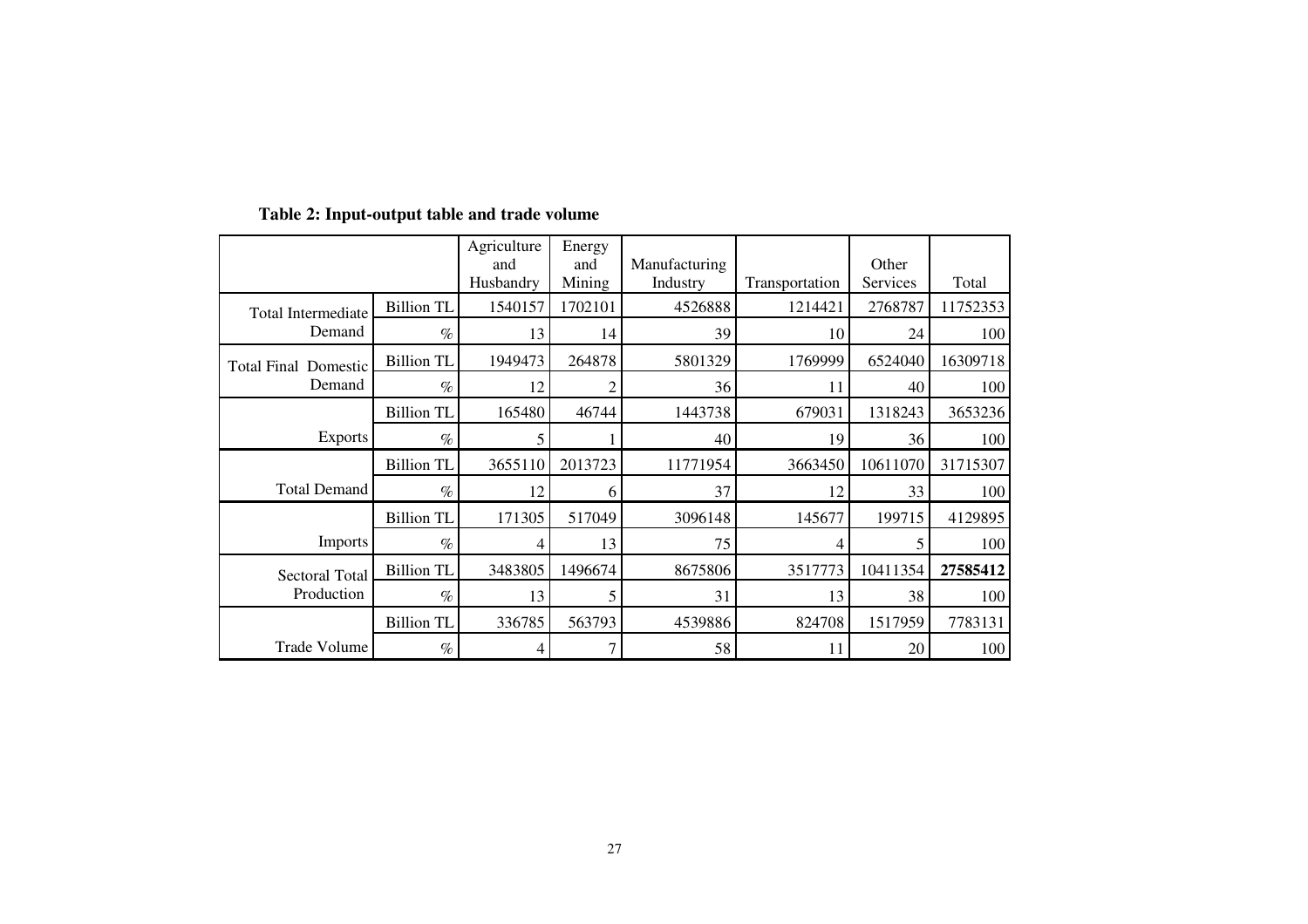**Table 2: Input-output table and trade volume**

| | | Agriculture and Husbandry | Energy and Mining | Manufacturing Industry | Transportation | Other Services | Total |
|---|---|---|---|---|---|---|---|
| Total Intermediate Demand | Billion TL | 1540157 | 1702101 | 4526888 | 1214421 | 2768787 | 11752353 |
| | % | 13 | 14 | 39 | 10 | 24 | 100 |
| Total Final Domestic Demand | Billion TL | 1949473 | 264878 | 5801329 | 1769999 | 6524040 | 16309718 |
| | % | 12 | 2 | 36 | 11 | 40 | 100 |
| Exports | Billion TL | 165480 | 46744 | 1443738 | 679031 | 1318243 | 3653236 |
| | % | 5 | 1 | 40 | 19 | 36 | 100 |
| Total Demand | Billion TL | 3655110 | 2013723 | 11771954 | 3663450 | 10611070 | 31715307 |
| | % | 12 | 6 | 37 | 12 | 33 | 100 |
| Imports | Billion TL | 171305 | 517049 | 3096148 | 145677 | 199715 | 4129895 |
| | % | 4 | 13 | 75 | 4 | 5 | 100 |
| Sectoral Total Production | Billion TL | 3483805 | 1496674 | 8675806 | 3517773 | 10411354 | **27585412** |
| | % | 13 | 5 | 31 | 13 | 38 | 100 |
| Trade Volume | Billion TL | 336785 | 563793 | 4539886 | 824708 | 1517959 | 7783131 |
| | % | 4 | 7 | 58 | 11 | 20 | 100 |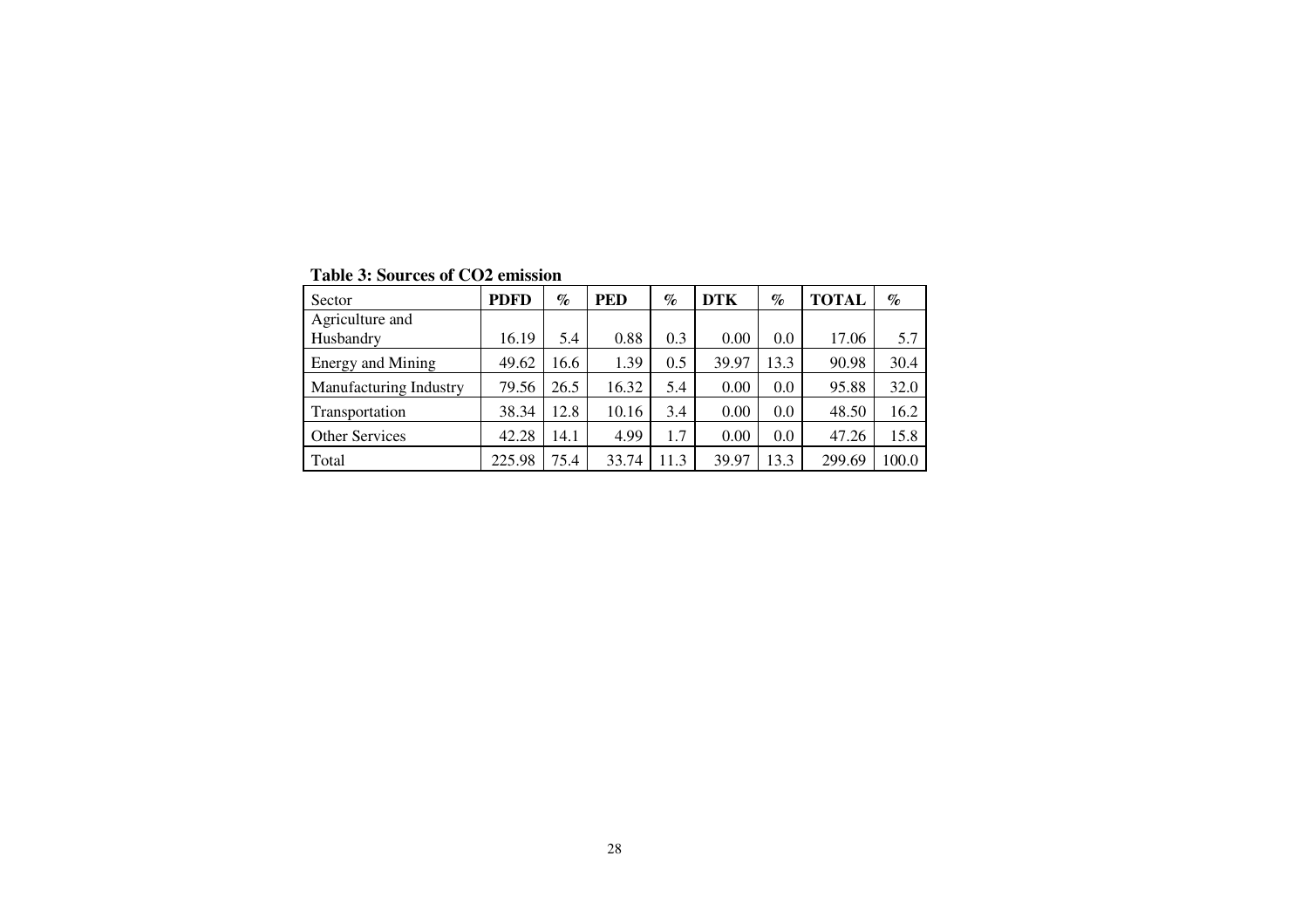**Table 3: Sources of $CO_2$ emission**

| Sector | **PDFD** | % | **PED** | % | **DTK** | % | **TOTAL** | % |
|---|---|---|---|---|---|---|---|---|
| Agriculture and Husbandry | 16.19 | 5.4 | 0.88 | 0.3 | 0.00 | 0.0 | 17.06 | 5.7 |
| Energy and Mining | 49.62 | 16.6 | 1.39 | 0.5 | 39.97 | 13.3 | 90.98 | 30.4 |
| Manufacturing Industry | 79.56 | 26.5 | 16.32 | 5.4 | 0.00 | 0.0 | 95.88 | 32.0 |
| Transportation | 38.34 | 12.8 | 10.16 | 3.4 | 0.00 | 0.0 | 48.50 | 16.2 |
| Other Services | 42.28 | 14.1 | 4.99 | 1.7 | 0.00 | 0.0 | 47.26 | 15.8 |
| Total | 225.98 | 75.4 | 33.74 | 11.3 | 39.97 | 13.3 | 299.69 | 100.0 |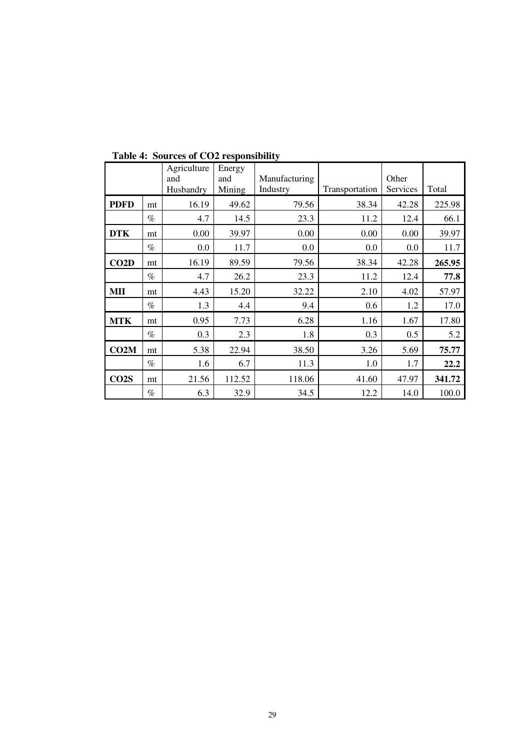**Table 4: Sources of $CO_2$ responsibility**

| | | Agriculture and Husbandry | Energy and Mining | Manufacturing Industry | Transportation | Other Services | Total |
|---|---|---|---|---|---|---|---|
| **PDFD** | mt | 16.19 | 49.62 | 79.56 | 38.34 | 42.28 | 225.98 |
| | % | 4.7 | 14.5 | 23.3 | 11.2 | 12.4 | 66.1 |
| **DTK** | mt | 0.00 | 39.97 | 0.00 | 0.00 | 0.00 | 39.97 |
| | % | 0.0 | 11.7 | 0.0 | 0.0 | 0.0 | 11.7 |
| **CO2D** | mt | 16.19 | 89.59 | 79.56 | 38.34 | 42.28 | **265.95** |
| | % | 4.7 | 26.2 | 23.3 | 11.2 | 12.4 | **77.8** |
| **MII** | mt | 4.43 | 15.20 | 32.22 | 2.10 | 4.02 | 57.97 |
| | % | 1.3 | 4.4 | 9.4 | 0.6 | 1.2 | 17.0 |
| **MTK** | mt | 0.95 | 7.73 | 6.28 | 1.16 | 1.67 | 17.80 |
| | % | 0.3 | 2.3 | 1.8 | 0.3 | 0.5 | 5.2 |
| **CO2M** | mt | 5.38 | 22.94 | 38.50 | 3.26 | 5.69 | **75.77** |
| | % | 1.6 | 6.7 | 11.3 | 1.0 | 1.7 | **22.2** |
| **CO2S** | mt | 21.56 | 112.52 | 118.06 | 41.60 | 47.97 | **341.72** |
| | % | 6.3 | 32.9 | 34.5 | 12.2 | 14.0 | 100.0 |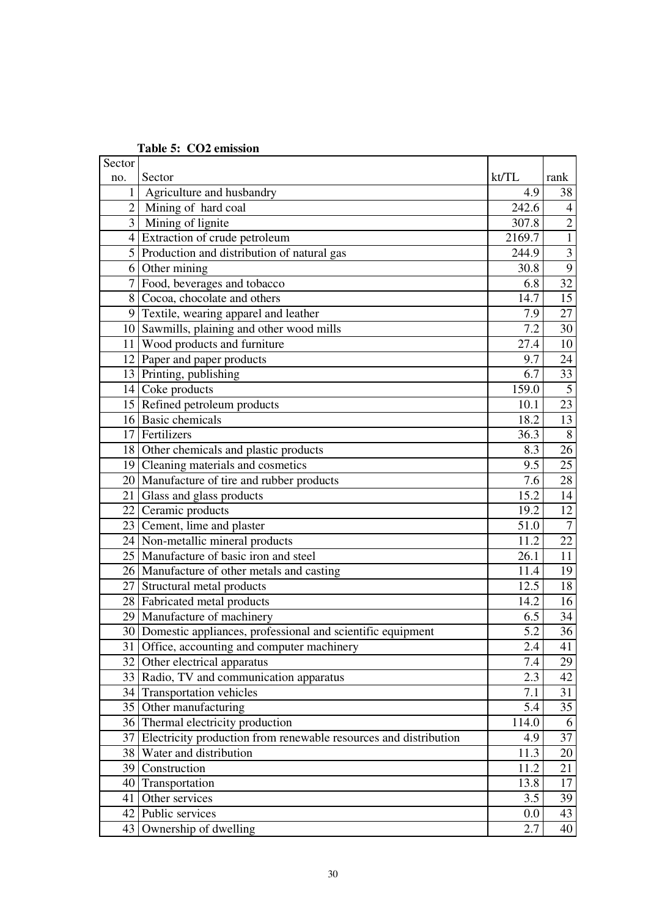**Table 5: $CO_2$ emission**

| Sector no. | Sector | kt/TL | rank |
|---|---|---|---|
| 1 | Agriculture and husbandry | 4.9 | 38 |
| 2 | Mining of hard coal | 242.6 | 4 |
| 3 | Mining of lignite | 307.8 | 2 |
| 4 | Extraction of crude petroleum | 2169.7 | 1 |
| 5 | Production and distribution of natural gas | 244.9 | 3 |
| 6 | Other mining | 30.8 | 9 |
| 7 | Food, beverages and tobacco | 6.8 | 32 |
| 8 | Cocoa, chocolate and others | 14.7 | 15 |
| 9 | Textile, wearing apparel and leather | 7.9 | 27 |
| 10 | Sawmills, plaining and other wood mills | 7.2 | 30 |
| 11 | Wood products and furniture | 27.4 | 10 |
| 12 | Paper and paper products | 9.7 | 24 |
| 13 | Printing, publishing | 6.7 | 33 |
| 14 | Coke products | 159.0 | 5 |
| 15 | Refined petroleum products | 10.1 | 23 |
| 16 | Basic chemicals | 18.2 | 13 |
| 17 | Fertilizers | 36.3 | 8 |
| 18 | Other chemicals and plastic products | 8.3 | 26 |
| 19 | Cleaning materials and cosmetics | 9.5 | 25 |
| 20 | Manufacture of tire and rubber products | 7.6 | 28 |
| 21 | Glass and glass products | 15.2 | 14 |
| 22 | Ceramic products | 19.2 | 12 |
| 23 | Cement, lime and plaster | 51.0 | 7 |
| 24 | Non-metallic mineral products | 11.2 | 22 |
| 25 | Manufacture of basic iron and steel | 26.1 | 11 |
| 26 | Manufacture of other metals and casting | 11.4 | 19 |
| 27 | Structural metal products | 12.5 | 18 |
| 28 | Fabricated metal products | 14.2 | 16 |
| 29 | Manufacture of machinery | 6.5 | 34 |
| 30 | Domestic appliances, professional and scientific equipment | 5.2 | 36 |
| 31 | Office, accounting and computer machinery | 2.4 | 41 |
| 32 | Other electrical apparatus | 7.4 | 29 |
| 33 | Radio, TV and communication apparatus | 2.3 | 42 |
| 34 | Transportation vehicles | 7.1 | 31 |
| 35 | Other manufacturing | 5.4 | 35 |
| 36 | Thermal electricity production | 114.0 | 6 |
| 37 | Electricity production from renewable resources and distribution | 4.9 | 37 |
| 38 | Water and distribution | 11.3 | 20 |
| 39 | Construction | 11.2 | 21 |
| 40 | Transportation | 13.8 | 17 |
| 41 | Other services | 3.5 | 39 |
| 42 | Public services | 0.0 | 43 |
| 43 | Ownership of dwelling | 2.7 | 40 |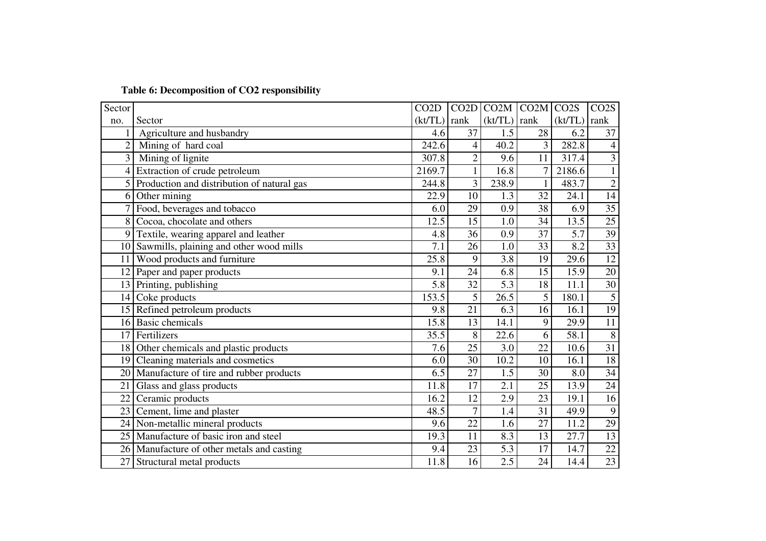**Table 6: Decomposition of CO2 responsibility**

| Sector no. | Sector | CO2D (kt/TL) | CO2D rank | CO2M (kt/TL) | CO2M rank | CO2S (kt/TL) | CO2S rank |
|---|---|---|---|---|---|---|---|
| 1 | Agriculture and husbandry | 4.6 | 37 | 1.5 | 28 | 6.2 | 37 |
| 2 | Mining of hard coal | 242.6 | 4 | 40.2 | 3 | 282.8 | 4 |
| 3 | Mining of lignite | 307.8 | 2 | 9.6 | 11 | 317.4 | 3 |
| 4 | Extraction of crude petroleum | 2169.7 | 1 | 16.8 | 7 | 2186.6 | 1 |
| 5 | Production and distribution of natural gas | 244.8 | 3 | 238.9 | 1 | 483.7 | 2 |
| 6 | Other mining | 22.9 | 10 | 1.3 | 32 | 24.1 | 14 |
| 7 | Food, beverages and tobacco | 6.0 | 29 | 0.9 | 38 | 6.9 | 35 |
| 8 | Cocoa, chocolate and others | 12.5 | 15 | 1.0 | 34 | 13.5 | 25 |
| 9 | Textile, wearing apparel and leather | 4.8 | 36 | 0.9 | 37 | 5.7 | 39 |
| 10 | Sawmills, plaining and other wood mills | 7.1 | 26 | 1.0 | 33 | 8.2 | 33 |
| 11 | Wood products and furniture | 25.8 | 9 | 3.8 | 19 | 29.6 | 12 |
| 12 | Paper and paper products | 9.1 | 24 | 6.8 | 15 | 15.9 | 20 |
| 13 | Printing, publishing | 5.8 | 32 | 5.3 | 18 | 11.1 | 30 |
| 14 | Coke products | 153.5 | 5 | 26.5 | 5 | 180.1 | 5 |
| 15 | Refined petroleum products | 9.8 | 21 | 6.3 | 16 | 16.1 | 19 |
| 16 | Basic chemicals | 15.8 | 13 | 14.1 | 9 | 29.9 | 11 |
| 17 | Fertilizers | 35.5 | 8 | 22.6 | 6 | 58.1 | 8 |
| 18 | Other chemicals and plastic products | 7.6 | 25 | 3.0 | 22 | 10.6 | 31 |
| 19 | Cleaning materials and cosmetics | 6.0 | 30 | 10.2 | 10 | 16.1 | 18 |
| 20 | Manufacture of tire and rubber products | 6.5 | 27 | 1.5 | 30 | 8.0 | 34 |
| 21 | Glass and glass products | 11.8 | 17 | 2.1 | 25 | 13.9 | 24 |
| 22 | Ceramic products | 16.2 | 12 | 2.9 | 23 | 19.1 | 16 |
| 23 | Cement, lime and plaster | 48.5 | 7 | 1.4 | 31 | 49.9 | 9 |
| 24 | Non-metallic mineral products | 9.6 | 22 | 1.6 | 27 | 11.2 | 29 |
| 25 | Manufacture of basic iron and steel | 19.3 | 11 | 8.3 | 13 | 27.7 | 13 |
| 26 | Manufacture of other metals and casting | 9.4 | 23 | 5.3 | 17 | 14.7 | 22 |
| 27 | Structural metal products | 11.8 | 16 | 2.5 | 24 | 14.4 | 23 |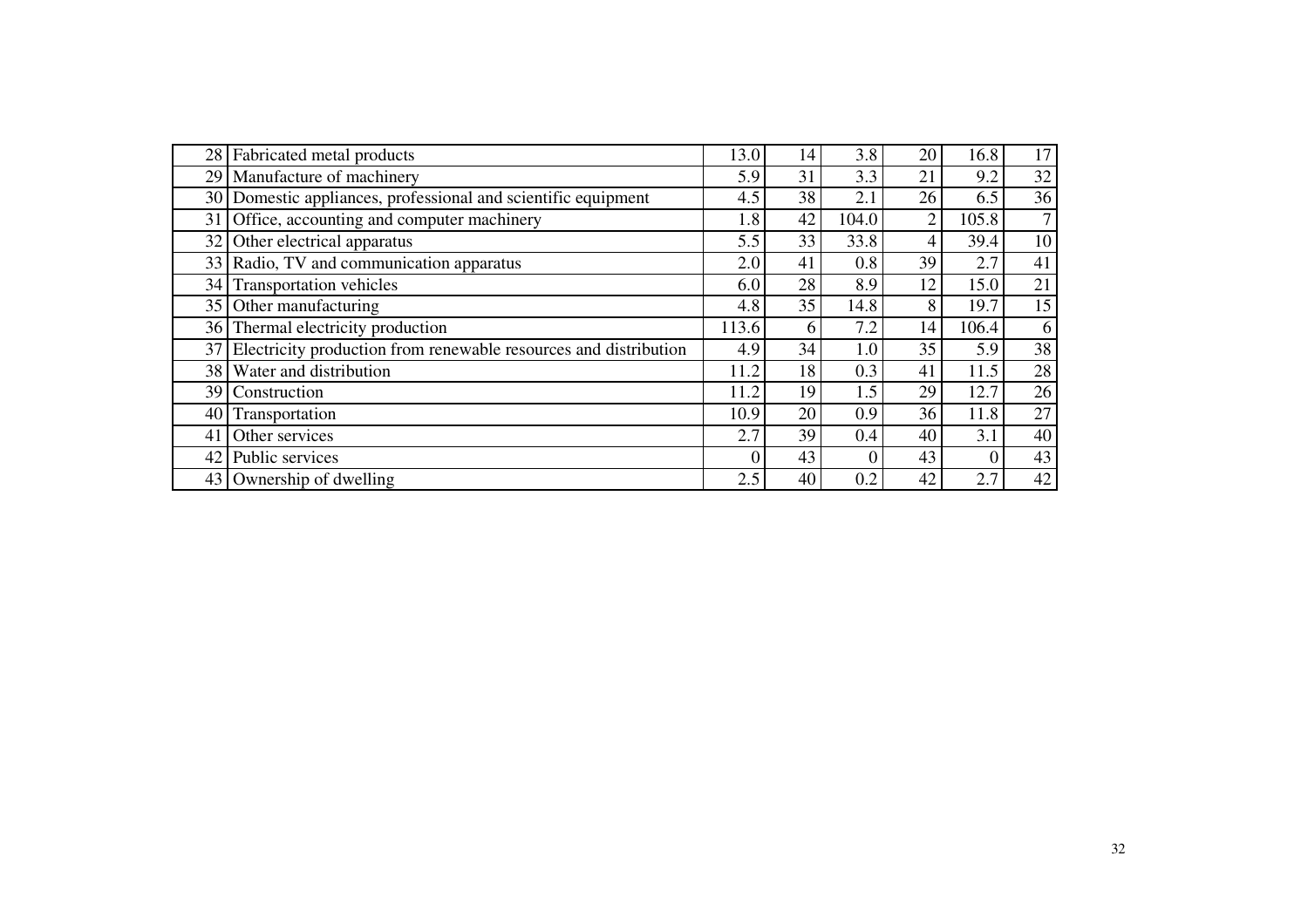| | | | | | | | |
|---|---|---|---|---|---|---|---|
| 28 | Fabricated metal products | 13.0 | 14 | 3.8 | 20 | 16.8 | 17 |
| 29 | Manufacture of machinery | 5.9 | 31 | 3.3 | 21 | 9.2 | 32 |
| 30 | Domestic appliances, professional and scientific equipment | 4.5 | 38 | 2.1 | 26 | 6.5 | 36 |
| 31 | Office, accounting and computer machinery | 1.8 | 42 | 104.0 | 2 | 105.8 | 7 |
| 32 | Other electrical apparatus | 5.5 | 33 | 33.8 | 4 | 39.4 | 10 |
| 33 | Radio, TV and communication apparatus | 2.0 | 41 | 0.8 | 39 | 2.7 | 41 |
| 34 | Transportation vehicles | 6.0 | 28 | 8.9 | 12 | 15.0 | 21 |
| 35 | Other manufacturing | 4.8 | 35 | 14.8 | 8 | 19.7 | 15 |
| 36 | Thermal electricity production | 113.6 | 6 | 7.2 | 14 | 106.4 | 6 |
| 37 | Electricity production from renewable resources and distribution | 4.9 | 34 | 1.0 | 35 | 5.9 | 38 |
| 38 | Water and distribution | 11.2 | 18 | 0.3 | 41 | 11.5 | 28 |
| 39 | Construction | 11.2 | 19 | 1.5 | 29 | 12.7 | 26 |
| 40 | Transportation | 10.9 | 20 | 0.9 | 36 | 11.8 | 27 |
| 41 | Other services | 2.7 | 39 | 0.4 | 40 | 3.1 | 40 |
| 42 | Public services | 0 | 43 | 0 | 43 | 0 | 43 |
| 43 | Ownership of dwelling | 2.5 | 40 | 0.2 | 42 | 2.7 | 42 |